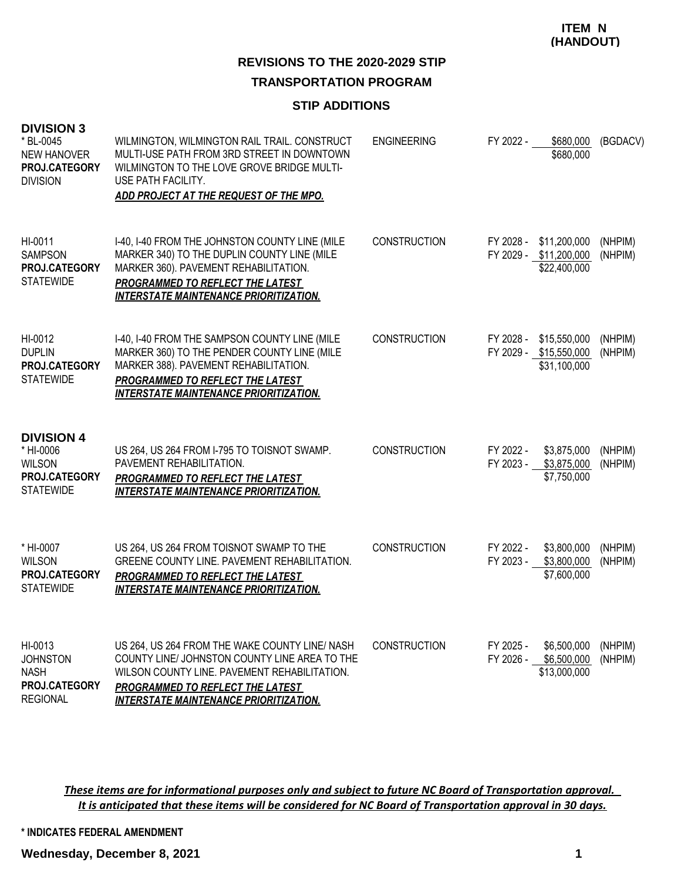**ITEM N (HANDOUT)**

## REVISIONS TO THE 2020-2029 STIP

## TRANSPORTATION PROGRAM

### STIP ADDITIONS

### DIVISION 3

| Project | Description | Work Type | Fiscal Year | Amount | Funding |
|---|---|---|---|---|---|
| * BL-0045<br>NEW HANOVER<br>**PROJ.CATEGORY**<br>DIVISION | WILMINGTON, WILMINGTON RAIL TRAIL. CONSTRUCT MULTI-USE PATH FROM 3RD STREET IN DOWNTOWN WILMINGTON TO THE LOVE GROVE BRIDGE MULTI-USE PATH FACILITY.<br>***ADD PROJECT AT THE REQUEST OF THE MPO.*** | ENGINEERING | FY 2022 - | $680,000 | (BGDACV) |
| | | | | $680,000 | |
| HI-0011<br>SAMPSON<br>**PROJ.CATEGORY**<br>STATEWIDE | I-40, I-40 FROM THE JOHNSTON COUNTY LINE (MILE MARKER 340) TO THE DUPLIN COUNTY LINE (MILE MARKER 360). PAVEMENT REHABILITATION.<br>***PROGRAMMED TO REFLECT THE LATEST INTERSTATE MAINTENANCE PRIORITIZATION.*** | CONSTRUCTION | FY 2028 - | $11,200,000 | (NHPIM) |
| | | | FY 2029 - | $11,200,000 | (NHPIM) |
| | | | | $22,400,000 | |
| HI-0012<br>DUPLIN<br>**PROJ.CATEGORY**<br>STATEWIDE | I-40, I-40 FROM THE SAMPSON COUNTY LINE (MILE MARKER 360) TO THE PENDER COUNTY LINE (MILE MARKER 388). PAVEMENT REHABILITATION.<br>***PROGRAMMED TO REFLECT THE LATEST INTERSTATE MAINTENANCE PRIORITIZATION.*** | CONSTRUCTION | FY 2028 - | $15,550,000 | (NHPIM) |
| | | | FY 2029 - | $15,550,000 | (NHPIM) |
| | | | | $31,100,000 | |

### DIVISION 4

| Project | Description | Work Type | Fiscal Year | Amount | Funding |
|---|---|---|---|---|---|
| * HI-0006<br>WILSON<br>**PROJ.CATEGORY**<br>STATEWIDE | US 264, US 264 FROM I-795 TO TOISNOT SWAMP. PAVEMENT REHABILITATION.<br>***PROGRAMMED TO REFLECT THE LATEST INTERSTATE MAINTENANCE PRIORITIZATION.*** | CONSTRUCTION | FY 2022 - | $3,875,000 | (NHPIM) |
| | | | FY 2023 - | $3,875,000 | (NHPIM) |
| | | | | $7,750,000 | |
| * HI-0007<br>WILSON<br>**PROJ.CATEGORY**<br>STATEWIDE | US 264, US 264 FROM TOISNOT SWAMP TO THE GREENE COUNTY LINE. PAVEMENT REHABILITATION.<br>***PROGRAMMED TO REFLECT THE LATEST INTERSTATE MAINTENANCE PRIORITIZATION.*** | CONSTRUCTION | FY 2022 - | $3,800,000 | (NHPIM) |
| | | | FY 2023 - | $3,800,000 | (NHPIM) |
| | | | | $7,600,000 | |
| HI-0013<br>JOHNSTON<br>NASH<br>**PROJ.CATEGORY**<br>REGIONAL | US 264, US 264 FROM THE WAKE COUNTY LINE/ NASH COUNTY LINE/ JOHNSTON COUNTY LINE AREA TO THE WILSON COUNTY LINE. PAVEMENT REHABILITATION.<br>***PROGRAMMED TO REFLECT THE LATEST INTERSTATE MAINTENANCE PRIORITIZATION.*** | CONSTRUCTION | FY 2025 - | $6,500,000 | (NHPIM) |
| | | | FY 2026 - | $6,500,000 | (NHPIM) |
| | | | | $13,000,000 | |

***These items are for informational purposes only and subject to future NC Board of Transportation approval. It is anticipated that these items will be considered for NC Board of Transportation approval in 30 days.***

**\* INDICATES FEDERAL AMENDMENT**

**Wednesday, December 8, 2021**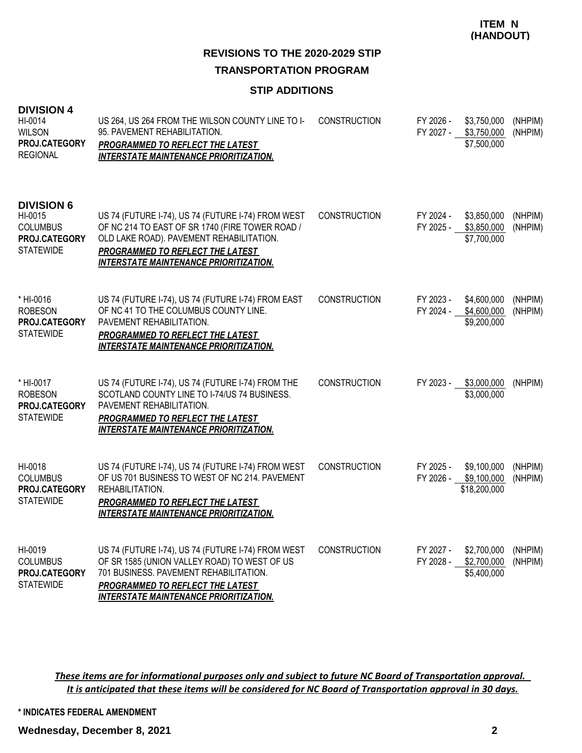**ITEM N (HANDOUT)**

## REVISIONS TO THE 2020-2029 STIP

## TRANSPORTATION PROGRAM

### STIP ADDITIONS

### DIVISION 4

| Project | Description | Work Type | Fiscal Year | Amount | Funding |
|---|---|---|---|---|---|
| HI-0014<br>WILSON<br>**PROJ.CATEGORY**<br>REGIONAL | US 264, US 264 FROM THE WILSON COUNTY LINE TO I-95. PAVEMENT REHABILITATION.<br>***PROGRAMMED TO REFLECT THE LATEST INTERSTATE MAINTENANCE PRIORITIZATION.*** | CONSTRUCTION | FY 2026 -<br>FY 2027 - | \$3,750,000<br>\$3,750,000<br>\$7,500,000 | (NHPIM)<br>(NHPIM) |

### DIVISION 6

| Project | Description | Work Type | Fiscal Year | Amount | Funding |
|---|---|---|---|---|---|
| HI-0015<br>COLUMBUS<br>**PROJ.CATEGORY**<br>STATEWIDE | US 74 (FUTURE I-74), US 74 (FUTURE I-74) FROM WEST OF NC 214 TO EAST OF SR 1740 (FIRE TOWER ROAD / OLD LAKE ROAD). PAVEMENT REHABILITATION.<br>***PROGRAMMED TO REFLECT THE LATEST INTERSTATE MAINTENANCE PRIORITIZATION.*** | CONSTRUCTION | FY 2024 -<br>FY 2025 - | \$3,850,000<br>\$3,850,000<br>\$7,700,000 | (NHPIM)<br>(NHPIM) |
| * HI-0016<br>ROBESON<br>**PROJ.CATEGORY**<br>STATEWIDE | US 74 (FUTURE I-74), US 74 (FUTURE I-74) FROM EAST OF NC 41 TO THE COLUMBUS COUNTY LINE. PAVEMENT REHABILITATION.<br>***PROGRAMMED TO REFLECT THE LATEST INTERSTATE MAINTENANCE PRIORITIZATION.*** | CONSTRUCTION | FY 2023 -<br>FY 2024 - | \$4,600,000<br>\$4,600,000<br>\$9,200,000 | (NHPIM)<br>(NHPIM) |
| * HI-0017<br>ROBESON<br>**PROJ.CATEGORY**<br>STATEWIDE | US 74 (FUTURE I-74), US 74 (FUTURE I-74) FROM THE SCOTLAND COUNTY LINE TO I-74/US 74 BUSINESS. PAVEMENT REHABILITATION.<br>***PROGRAMMED TO REFLECT THE LATEST INTERSTATE MAINTENANCE PRIORITIZATION.*** | CONSTRUCTION | FY 2023 - | \$3,000,000<br>\$3,000,000 | (NHPIM) |
| HI-0018<br>COLUMBUS<br>**PROJ.CATEGORY**<br>STATEWIDE | US 74 (FUTURE I-74), US 74 (FUTURE I-74) FROM WEST OF US 701 BUSINESS TO WEST OF NC 214. PAVEMENT REHABILITATION.<br>***PROGRAMMED TO REFLECT THE LATEST INTERSTATE MAINTENANCE PRIORITIZATION.*** | CONSTRUCTION | FY 2025 -<br>FY 2026 - | \$9,100,000<br>\$9,100,000<br>\$18,200,000 | (NHPIM)<br>(NHPIM) |
| HI-0019<br>COLUMBUS<br>**PROJ.CATEGORY**<br>STATEWIDE | US 74 (FUTURE I-74), US 74 (FUTURE I-74) FROM WEST OF SR 1585 (UNION VALLEY ROAD) TO WEST OF US 701 BUSINESS. PAVEMENT REHABILITATION.<br>***PROGRAMMED TO REFLECT THE LATEST INTERSTATE MAINTENANCE PRIORITIZATION.*** | CONSTRUCTION | FY 2027 -<br>FY 2028 - | \$2,700,000<br>\$2,700,000<br>\$5,400,000 | (NHPIM)<br>(NHPIM) |

***These items are for informational purposes only and subject to future NC Board of Transportation approval. It is anticipated that these items will be considered for NC Board of Transportation approval in 30 days.***

\* INDICATES FEDERAL AMENDMENT

**Wednesday, December 8, 2021**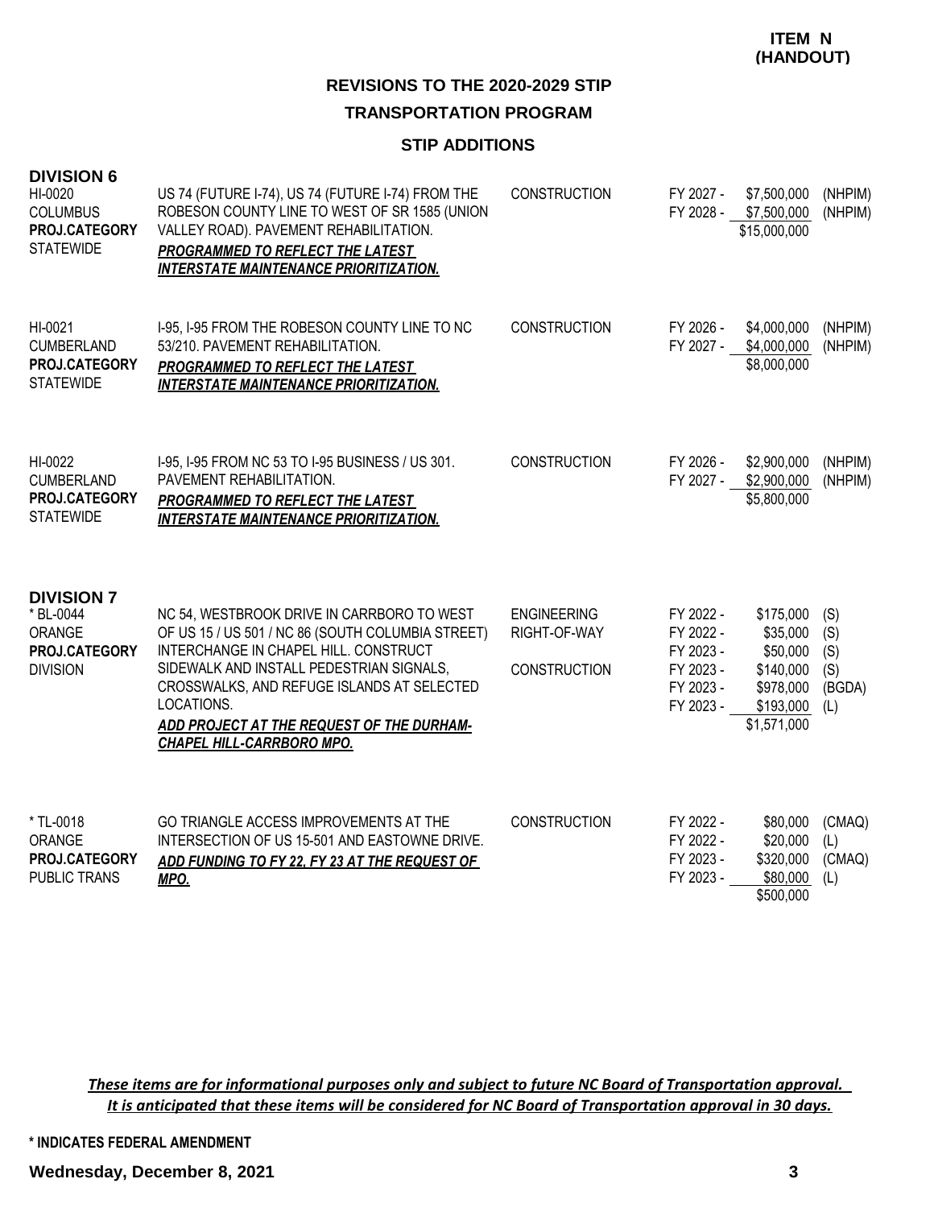**ITEM N (HANDOUT)**

## REVISIONS TO THE 2020-2029 STIP

### TRANSPORTATION PROGRAM

### STIP ADDITIONS

**DIVISION 6**

| Project | Description | Phase | Fiscal Year | Amount | Fund |
|---|---|---|---|---|---|
| HI-0020<br>COLUMBUS<br>**PROJ.CATEGORY**<br>STATEWIDE | US 74 (FUTURE I-74), US 74 (FUTURE I-74) FROM THE ROBESON COUNTY LINE TO WEST OF SR 1585 (UNION VALLEY ROAD). PAVEMENT REHABILITATION.<br>***PROGRAMMED TO REFLECT THE LATEST INTERSTATE MAINTENANCE PRIORITIZATION.*** | CONSTRUCTION | FY 2027 - | $7,500,000 | (NHPIM) |
| | | | FY 2028 - | $7,500,000 | (NHPIM) |
| | | | | $15,000,000 | |
| HI-0021<br>CUMBERLAND<br>**PROJ.CATEGORY**<br>STATEWIDE | I-95, I-95 FROM THE ROBESON COUNTY LINE TO NC 53/210. PAVEMENT REHABILITATION.<br>***PROGRAMMED TO REFLECT THE LATEST INTERSTATE MAINTENANCE PRIORITIZATION.*** | CONSTRUCTION | FY 2026 - | $4,000,000 | (NHPIM) |
| | | | FY 2027 - | $4,000,000 | (NHPIM) |
| | | | | $8,000,000 | |
| HI-0022<br>CUMBERLAND<br>**PROJ.CATEGORY**<br>STATEWIDE | I-95, I-95 FROM NC 53 TO I-95 BUSINESS / US 301. PAVEMENT REHABILITATION.<br>***PROGRAMMED TO REFLECT THE LATEST INTERSTATE MAINTENANCE PRIORITIZATION.*** | CONSTRUCTION | FY 2026 - | $2,900,000 | (NHPIM) |
| | | | FY 2027 - | $2,900,000 | (NHPIM) |
| | | | | $5,800,000 | |

**DIVISION 7**

| Project | Description | Phase | Fiscal Year | Amount | Fund |
|---|---|---|---|---|---|
| * BL-0044<br>ORANGE<br>**PROJ.CATEGORY**<br>DIVISION | NC 54, WESTBROOK DRIVE IN CARRBORO TO WEST OF US 15 / US 501 / NC 86 (SOUTH COLUMBIA STREET) INTERCHANGE IN CHAPEL HILL. CONSTRUCT SIDEWALK AND INSTALL PEDESTRIAN SIGNALS, CROSSWALKS, AND REFUGE ISLANDS AT SELECTED LOCATIONS.<br>***ADD PROJECT AT THE REQUEST OF THE DURHAM-CHAPEL HILL-CARRBORO MPO.*** | ENGINEERING | FY 2022 - | $175,000 | (S) |
| | | RIGHT-OF-WAY | FY 2022 - | $35,000 | (S) |
| | | | FY 2023 - | $50,000 | (S) |
| | | CONSTRUCTION | FY 2023 - | $140,000 | (S) |
| | | | FY 2023 - | $978,000 | (BGDA) |
| | | | FY 2023 - | $193,000 | (L) |
| | | | | $1,571,000 | |
| * TL-0018<br>ORANGE<br>**PROJ.CATEGORY**<br>PUBLIC TRANS | GO TRIANGLE ACCESS IMPROVEMENTS AT THE INTERSECTION OF US 15-501 AND EASTOWNE DRIVE.<br>***ADD FUNDING TO FY 22, FY 23 AT THE REQUEST OF MPO.*** | CONSTRUCTION | FY 2022 - | $80,000 | (CMAQ) |
| | | | FY 2022 - | $20,000 | (L) |
| | | | FY 2023 - | $320,000 | (CMAQ) |
| | | | FY 2023 - | $80,000 | (L) |
| | | | | $500,000 | |

***These items are for informational purposes only and subject to future NC Board of Transportation approval. It is anticipated that these items will be considered for NC Board of Transportation approval in 30 days.***

**\* INDICATES FEDERAL AMENDMENT**

**Wednesday, December 8, 2021**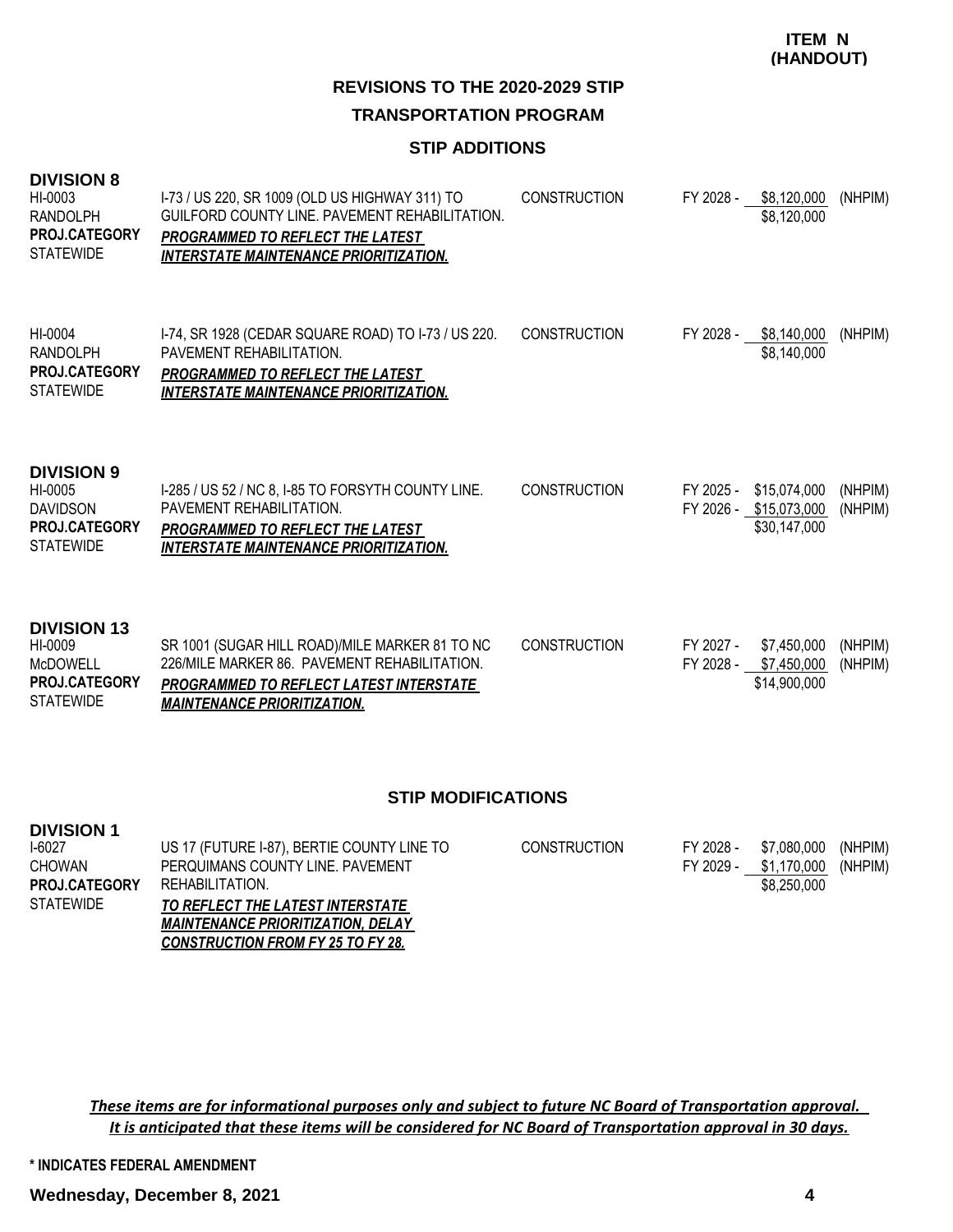**ITEM N (HANDOUT)**

## REVISIONS TO THE 2020-2029 STIP

## TRANSPORTATION PROGRAM

### STIP ADDITIONS

**DIVISION 8**

| | | | | |
|---|---|---|---|---|
| HI-0003<br>RANDOLPH<br>**PROJ.CATEGORY**<br>STATEWIDE | I-73 / US 220, SR 1009 (OLD US HIGHWAY 311) TO GUILFORD COUNTY LINE. PAVEMENT REHABILITATION.<br>***PROGRAMMED TO REFLECT THE LATEST INTERSTATE MAINTENANCE PRIORITIZATION.*** | CONSTRUCTION | FY 2028 - $8,120,000 (NHPIM)<br>$8,120,000 | |
| HI-0004<br>RANDOLPH<br>**PROJ.CATEGORY**<br>STATEWIDE | I-74, SR 1928 (CEDAR SQUARE ROAD) TO I-73 / US 220. PAVEMENT REHABILITATION.<br>***PROGRAMMED TO REFLECT THE LATEST INTERSTATE MAINTENANCE PRIORITIZATION.*** | CONSTRUCTION | FY 2028 - $8,140,000 (NHPIM)<br>$8,140,000 | |

**DIVISION 9**

| | | | |
|---|---|---|---|
| HI-0005<br>DAVIDSON<br>**PROJ.CATEGORY**<br>STATEWIDE | I-285 / US 52 / NC 8, I-85 TO FORSYTH COUNTY LINE. PAVEMENT REHABILITATION.<br>***PROGRAMMED TO REFLECT THE LATEST INTERSTATE MAINTENANCE PRIORITIZATION.*** | CONSTRUCTION | FY 2025 - $15,074,000 (NHPIM)<br>FY 2026 - $15,073,000 (NHPIM)<br>$30,147,000 |

**DIVISION 13**

| | | | |
|---|---|---|---|
| HI-0009<br>McDOWELL<br>**PROJ.CATEGORY**<br>STATEWIDE | SR 1001 (SUGAR HILL ROAD)/MILE MARKER 81 TO NC 226/MILE MARKER 86. PAVEMENT REHABILITATION.<br>***PROGRAMMED TO REFLECT LATEST INTERSTATE MAINTENANCE PRIORITIZATION.*** | CONSTRUCTION | FY 2027 - $7,450,000 (NHPIM)<br>FY 2028 - $7,450,000 (NHPIM)<br>$14,900,000 |

### STIP MODIFICATIONS

**DIVISION 1**

| | | | |
|---|---|---|---|
| I-6027<br>CHOWAN<br>**PROJ.CATEGORY**<br>STATEWIDE | US 17 (FUTURE I-87), BERTIE COUNTY LINE TO PERQUIMANS COUNTY LINE. PAVEMENT REHABILITATION.<br>***TO REFLECT THE LATEST INTERSTATE MAINTENANCE PRIORITIZATION, DELAY CONSTRUCTION FROM FY 25 TO FY 28.*** | CONSTRUCTION | FY 2028 - $7,080,000 (NHPIM)<br>FY 2029 - $1,170,000 (NHPIM)<br>$8,250,000 |

***These items are for informational purposes only and subject to future NC Board of Transportation approval. It is anticipated that these items will be considered for NC Board of Transportation approval in 30 days.***

**\* INDICATES FEDERAL AMENDMENT**

**Wednesday, December 8, 2021**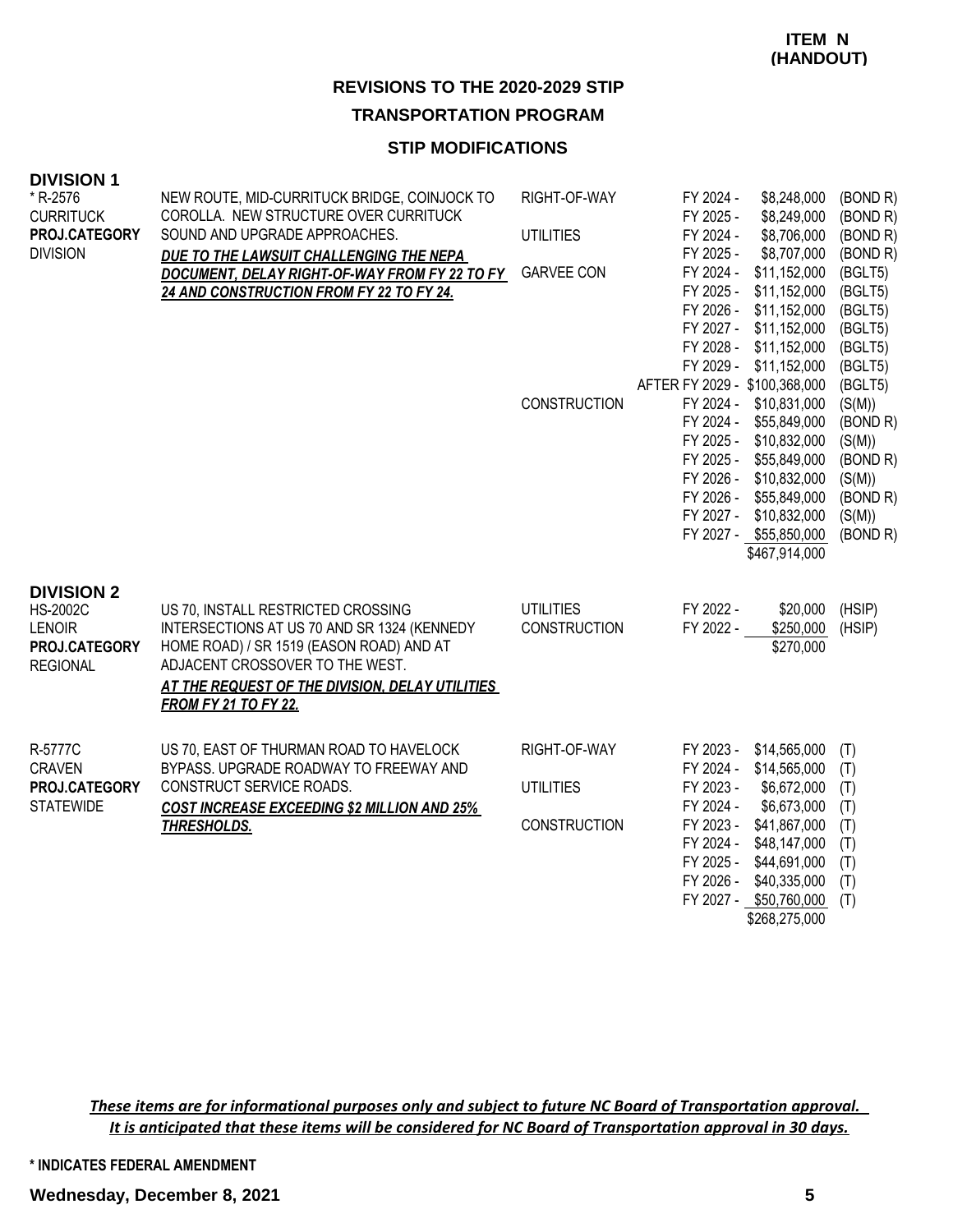**ITEM N (HANDOUT)**

## REVISIONS TO THE 2020-2029 STIP

## TRANSPORTATION PROGRAM

### STIP MODIFICATIONS

### DIVISION 1

| Project | Description | Phase | Year | Amount | Source |
|---|---|---|---|---|---|
| * R-2576<br>CURRITUCK<br>**PROJ.CATEGORY**<br>DIVISION | NEW ROUTE, MID-CURRITUCK BRIDGE, COINJOCK TO COROLLA. NEW STRUCTURE OVER CURRITUCK SOUND AND UPGRADE APPROACHES.<br>***DUE TO THE LAWSUIT CHALLENGING THE NEPA DOCUMENT, DELAY RIGHT-OF-WAY FROM FY 22 TO FY 24 AND CONSTRUCTION FROM FY 22 TO FY 24.*** | RIGHT-OF-WAY | FY 2024 - | $8,248,000 | (BOND R) |
| | | | FY 2025 - | $8,249,000 | (BOND R) |
| | | UTILITIES | FY 2024 - | $8,706,000 | (BOND R) |
| | | | FY 2025 - | $8,707,000 | (BOND R) |
| | | GARVEE CON | FY 2024 - | $11,152,000 | (BGLT5) |
| | | | FY 2025 - | $11,152,000 | (BGLT5) |
| | | | FY 2026 - | $11,152,000 | (BGLT5) |
| | | | FY 2027 - | $11,152,000 | (BGLT5) |
| | | | FY 2028 - | $11,152,000 | (BGLT5) |
| | | | FY 2029 - | $11,152,000 | (BGLT5) |
| | | | AFTER FY 2029 - | $100,368,000 | (BGLT5) |
| | | CONSTRUCTION | FY 2024 - | $10,831,000 | (S(M)) |
| | | | FY 2024 - | $55,849,000 | (BOND R) |
| | | | FY 2025 - | $10,832,000 | (S(M)) |
| | | | FY 2025 - | $55,849,000 | (BOND R) |
| | | | FY 2026 - | $10,832,000 | (S(M)) |
| | | | FY 2026 - | $55,849,000 | (BOND R) |
| | | | FY 2027 - | $10,832,000 | (S(M)) |
| | | | FY 2027 - | $55,850,000 | (BOND R) |
| | | | | $467,914,000 | |

### DIVISION 2

| Project | Description | Phase | Year | Amount | Source |
|---|---|---|---|---|---|
| HS-2002C<br>LENOIR<br>**PROJ.CATEGORY**<br>REGIONAL | US 70, INSTALL RESTRICTED CROSSING INTERSECTIONS AT US 70 AND SR 1324 (KENNEDY HOME ROAD) / SR 1519 (EASON ROAD) AND AT ADJACENT CROSSOVER TO THE WEST.<br>***AT THE REQUEST OF THE DIVISION, DELAY UTILITIES FROM FY 21 TO FY 22.*** | UTILITIES | FY 2022 - | $20,000 | (HSIP) |
| | | CONSTRUCTION | FY 2022 - | $250,000 | (HSIP) |
| | | | | $270,000 | |
| R-5777C<br>CRAVEN<br>**PROJ.CATEGORY**<br>STATEWIDE | US 70, EAST OF THURMAN ROAD TO HAVELOCK BYPASS. UPGRADE ROADWAY TO FREEWAY AND CONSTRUCT SERVICE ROADS.<br>***COST INCREASE EXCEEDING $2 MILLION AND 25% THRESHOLDS.*** | RIGHT-OF-WAY | FY 2023 - | $14,565,000 | (T) |
| | | | FY 2024 - | $14,565,000 | (T) |
| | | UTILITIES | FY 2023 - | $6,672,000 | (T) |
| | | | FY 2024 - | $6,673,000 | (T) |
| | | CONSTRUCTION | FY 2023 - | $41,867,000 | (T) |
| | | | FY 2024 - | $48,147,000 | (T) |
| | | | FY 2025 - | $44,691,000 | (T) |
| | | | FY 2026 - | $40,335,000 | (T) |
| | | | FY 2027 - | $50,760,000 | (T) |
| | | | | $268,275,000 | |

***These items are for informational purposes only and subject to future NC Board of Transportation approval. It is anticipated that these items will be considered for NC Board of Transportation approval in 30 days.***

**\* INDICATES FEDERAL AMENDMENT**

**Wednesday, December 8, 2021**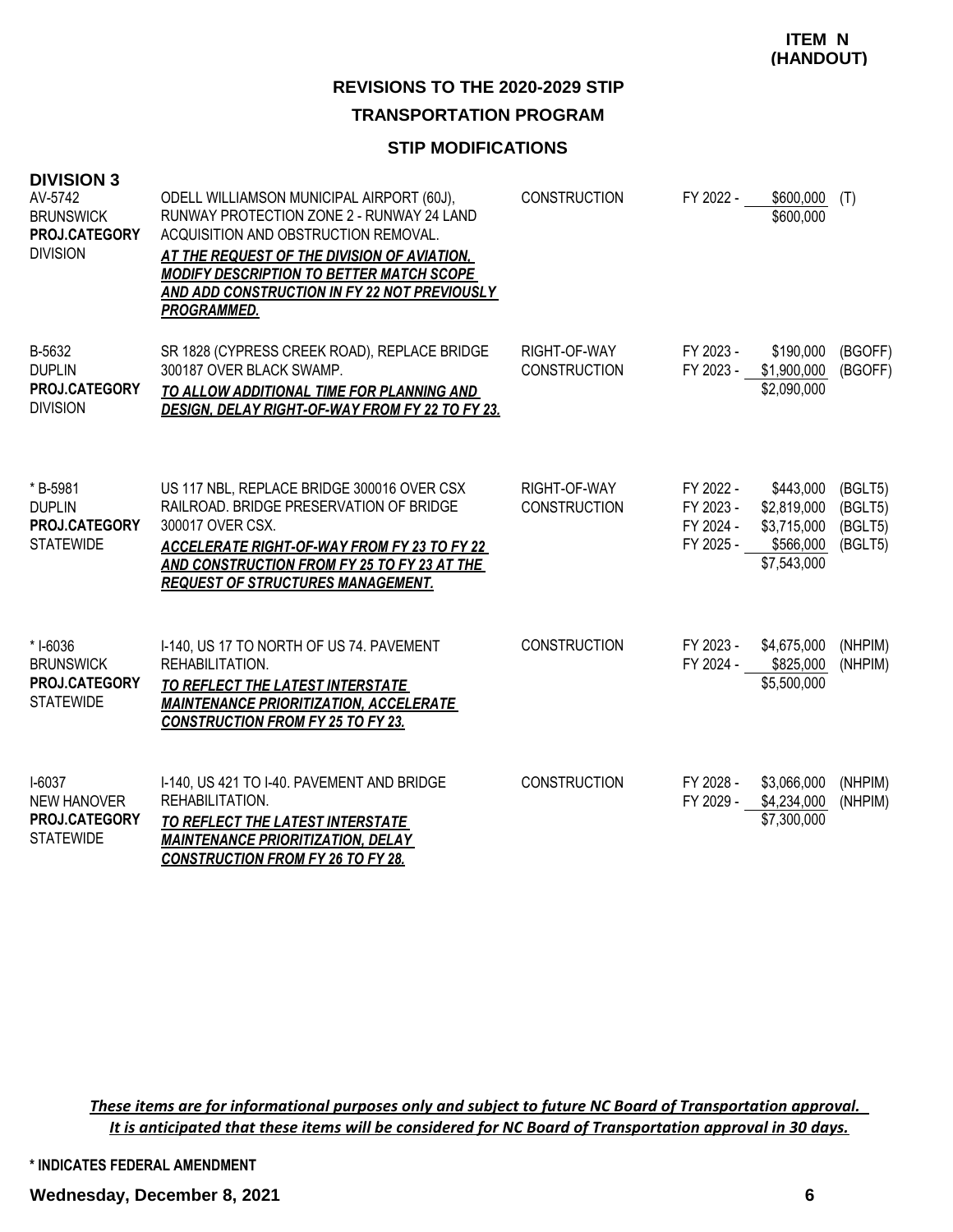**ITEM N (HANDOUT)**

## REVISIONS TO THE 2020-2029 STIP

### TRANSPORTATION PROGRAM

### STIP MODIFICATIONS

**DIVISION 3**

| Project | Description | Work Type | Fiscal Year | Amount | Fund |
|---|---|---|---|---|---|
| AV-5742<br>BRUNSWICK<br>**PROJ.CATEGORY**<br>DIVISION | ODELL WILLIAMSON MUNICIPAL AIRPORT (60J), RUNWAY PROTECTION ZONE 2 - RUNWAY 24 LAND ACQUISITION AND OBSTRUCTION REMOVAL.<br>***AT THE REQUEST OF THE DIVISION OF AVIATION, MODIFY DESCRIPTION TO BETTER MATCH SCOPE AND ADD CONSTRUCTION IN FY 22 NOT PREVIOUSLY PROGRAMMED.*** | CONSTRUCTION | FY 2022 - | $600,000 | (T) |
| | | | | $600,000 | |
| B-5632<br>DUPLIN<br>**PROJ.CATEGORY**<br>DIVISION | SR 1828 (CYPRESS CREEK ROAD), REPLACE BRIDGE 300187 OVER BLACK SWAMP.<br>***TO ALLOW ADDITIONAL TIME FOR PLANNING AND DESIGN, DELAY RIGHT-OF-WAY FROM FY 22 TO FY 23.*** | RIGHT-OF-WAY | FY 2023 - | $190,000 | (BGOFF) |
| | | CONSTRUCTION | FY 2023 - | $1,900,000 | (BGOFF) |
| | | | | $2,090,000 | |
| * B-5981<br>DUPLIN<br>**PROJ.CATEGORY**<br>STATEWIDE | US 117 NBL, REPLACE BRIDGE 300016 OVER CSX RAILROAD. BRIDGE PRESERVATION OF BRIDGE 300017 OVER CSX.<br>***ACCELERATE RIGHT-OF-WAY FROM FY 23 TO FY 22 AND CONSTRUCTION FROM FY 25 TO FY 23 AT THE REQUEST OF STRUCTURES MANAGEMENT.*** | RIGHT-OF-WAY | FY 2022 - | $443,000 | (BGLT5) |
| | | CONSTRUCTION | FY 2023 - | $2,819,000 | (BGLT5) |
| | | | FY 2024 - | $3,715,000 | (BGLT5) |
| | | | FY 2025 - | $566,000 | (BGLT5) |
| | | | | $7,543,000 | |
| * I-6036<br>BRUNSWICK<br>**PROJ.CATEGORY**<br>STATEWIDE | I-140, US 17 TO NORTH OF US 74. PAVEMENT REHABILITATION.<br>***TO REFLECT THE LATEST INTERSTATE MAINTENANCE PRIORITIZATION, ACCELERATE CONSTRUCTION FROM FY 25 TO FY 23.*** | CONSTRUCTION | FY 2023 - | $4,675,000 | (NHPIM) |
| | | | FY 2024 - | $825,000 | (NHPIM) |
| | | | | $5,500,000 | |
| I-6037<br>NEW HANOVER<br>**PROJ.CATEGORY**<br>STATEWIDE | I-140, US 421 TO I-40. PAVEMENT AND BRIDGE REHABILITATION.<br>***TO REFLECT THE LATEST INTERSTATE MAINTENANCE PRIORITIZATION, DELAY CONSTRUCTION FROM FY 26 TO FY 28.*** | CONSTRUCTION | FY 2028 - | $3,066,000 | (NHPIM) |
| | | | FY 2029 - | $4,234,000 | (NHPIM) |
| | | | | $7,300,000 | |

***These items are for informational purposes only and subject to future NC Board of Transportation approval. It is anticipated that these items will be considered for NC Board of Transportation approval in 30 days.***

**\* INDICATES FEDERAL AMENDMENT**

**Wednesday, December 8, 2021**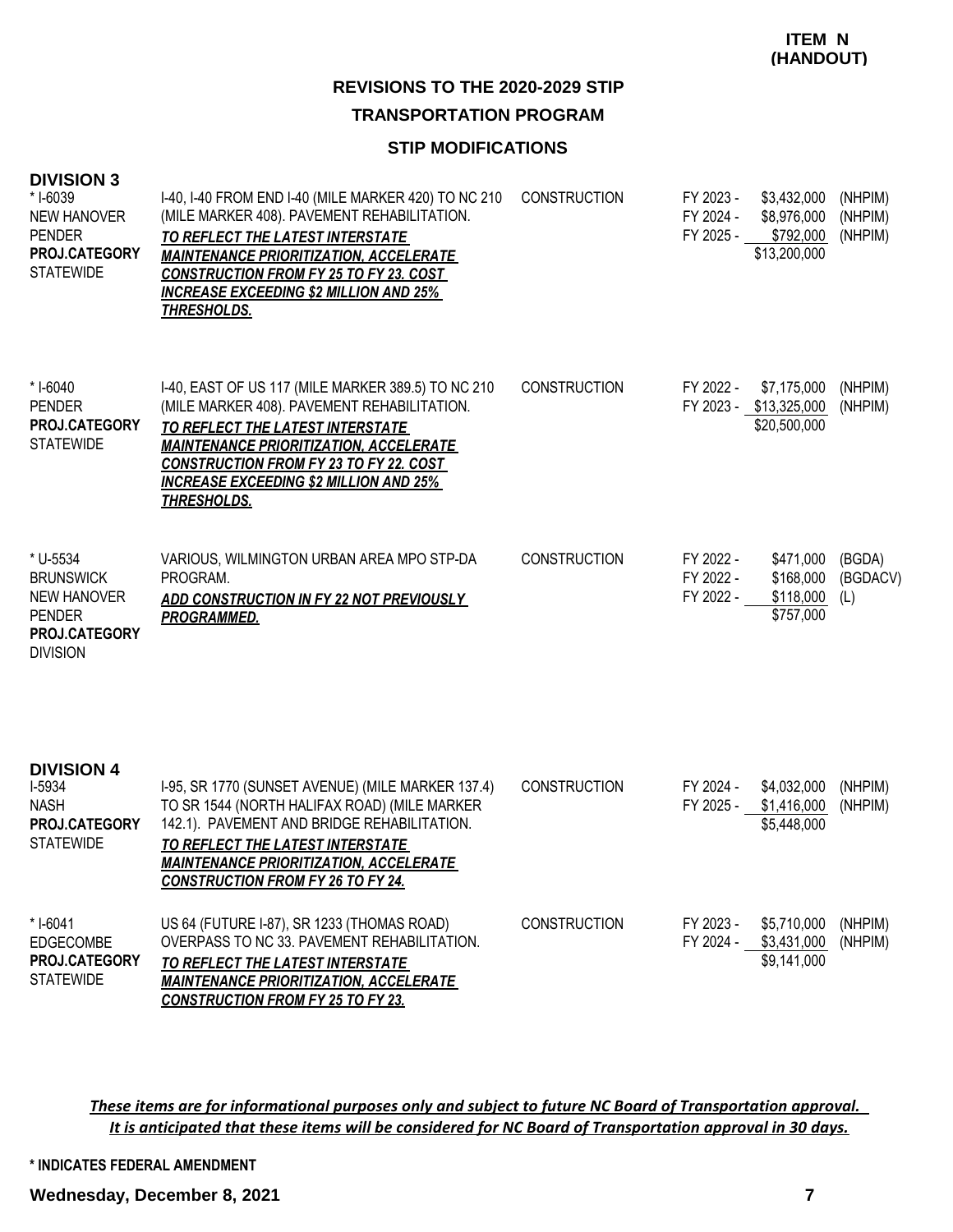**ITEM N (HANDOUT)**

## REVISIONS TO THE 2020-2029 STIP

## TRANSPORTATION PROGRAM

### STIP MODIFICATIONS

### DIVISION 3

| Project | Description | Work Type | Fiscal Year | Amount | Funding |
|---|---|---|---|---|---|
| * I-6039<br>NEW HANOVER<br>PENDER<br>**PROJ.CATEGORY**<br>STATEWIDE | I-40, I-40 FROM END I-40 (MILE MARKER 420) TO NC 210 (MILE MARKER 408). PAVEMENT REHABILITATION.<br>***TO REFLECT THE LATEST INTERSTATE MAINTENANCE PRIORITIZATION, ACCELERATE CONSTRUCTION FROM FY 25 TO FY 23. COST INCREASE EXCEEDING $2 MILLION AND 25% THRESHOLDS.*** | CONSTRUCTION | FY 2023 -<br>FY 2024 -<br>FY 2025 - | $3,432,000<br>$8,976,000<br>$792,000<br>$13,200,000 | (NHPIM)<br>(NHPIM)<br>(NHPIM) |
| * I-6040<br>PENDER<br>**PROJ.CATEGORY**<br>STATEWIDE | I-40, EAST OF US 117 (MILE MARKER 389.5) TO NC 210 (MILE MARKER 408). PAVEMENT REHABILITATION.<br>***TO REFLECT THE LATEST INTERSTATE MAINTENANCE PRIORITIZATION, ACCELERATE CONSTRUCTION FROM FY 23 TO FY 22. COST INCREASE EXCEEDING $2 MILLION AND 25% THRESHOLDS.*** | CONSTRUCTION | FY 2022 -<br>FY 2023 - | $7,175,000<br>$13,325,000<br>$20,500,000 | (NHPIM)<br>(NHPIM) |
| * U-5534<br>BRUNSWICK<br>NEW HANOVER<br>PENDER<br>**PROJ.CATEGORY**<br>DIVISION | VARIOUS, WILMINGTON URBAN AREA MPO STP-DA PROGRAM.<br>***ADD CONSTRUCTION IN FY 22 NOT PREVIOUSLY PROGRAMMED.*** | CONSTRUCTION | FY 2022 -<br>FY 2022 -<br>FY 2022 - | $471,000<br>$168,000<br>$118,000<br>$757,000 | (BGDA)<br>(BGDACV)<br>(L) |

### DIVISION 4

| Project | Description | Work Type | Fiscal Year | Amount | Funding |
|---|---|---|---|---|---|
| I-5934<br>NASH<br>**PROJ.CATEGORY**<br>STATEWIDE | I-95, SR 1770 (SUNSET AVENUE) (MILE MARKER 137.4) TO SR 1544 (NORTH HALIFAX ROAD) (MILE MARKER 142.1). PAVEMENT AND BRIDGE REHABILITATION.<br>***TO REFLECT THE LATEST INTERSTATE MAINTENANCE PRIORITIZATION, ACCELERATE CONSTRUCTION FROM FY 26 TO FY 24.*** | CONSTRUCTION | FY 2024 -<br>FY 2025 - | $4,032,000<br>$1,416,000<br>$5,448,000 | (NHPIM)<br>(NHPIM) |
| * I-6041<br>EDGECOMBE<br>**PROJ.CATEGORY**<br>STATEWIDE | US 64 (FUTURE I-87), SR 1233 (THOMAS ROAD) OVERPASS TO NC 33. PAVEMENT REHABILITATION.<br>***TO REFLECT THE LATEST INTERSTATE MAINTENANCE PRIORITIZATION, ACCELERATE CONSTRUCTION FROM FY 25 TO FY 23.*** | CONSTRUCTION | FY 2023 -<br>FY 2024 - | $5,710,000<br>$3,431,000<br>$9,141,000 | (NHPIM)<br>(NHPIM) |

***These items are for informational purposes only and subject to future NC Board of Transportation approval. It is anticipated that these items will be considered for NC Board of Transportation approval in 30 days.***

**\* INDICATES FEDERAL AMENDMENT**

**Wednesday, December 8, 2021**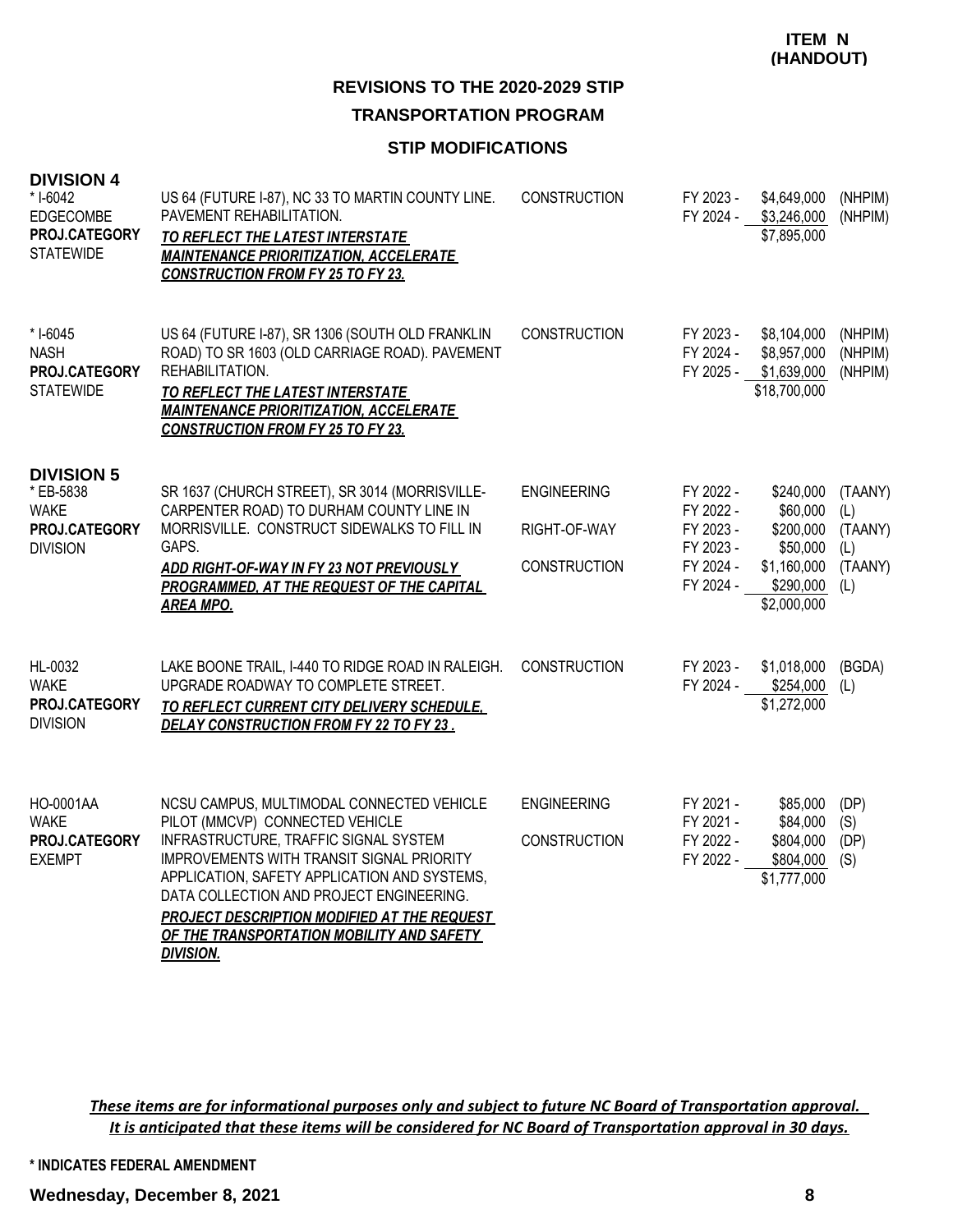**ITEM N (HANDOUT)**

## REVISIONS TO THE 2020-2029 STIP

## TRANSPORTATION PROGRAM

### STIP MODIFICATIONS

### DIVISION 4

| Project | Description | Work Type | Fiscal Year | Amount | Fund |
|---|---|---|---|---|---|
| * I-6042<br>EDGECOMBE<br>**PROJ.CATEGORY**<br>STATEWIDE | US 64 (FUTURE I-87), NC 33 TO MARTIN COUNTY LINE. PAVEMENT REHABILITATION.<br>***TO REFLECT THE LATEST INTERSTATE MAINTENANCE PRIORITIZATION, ACCELERATE CONSTRUCTION FROM FY 25 TO FY 23.*** | CONSTRUCTION | FY 2023 - | $4,649,000 | (NHPIM) |
| | | | FY 2024 - | $3,246,000 | (NHPIM) |
| | | | | $7,895,000 | |
| * I-6045<br>NASH<br>**PROJ.CATEGORY**<br>STATEWIDE | US 64 (FUTURE I-87), SR 1306 (SOUTH OLD FRANKLIN ROAD) TO SR 1603 (OLD CARRIAGE ROAD). PAVEMENT REHABILITATION.<br>***TO REFLECT THE LATEST INTERSTATE MAINTENANCE PRIORITIZATION, ACCELERATE CONSTRUCTION FROM FY 25 TO FY 23.*** | CONSTRUCTION | FY 2023 - | $8,104,000 | (NHPIM) |
| | | | FY 2024 - | $8,957,000 | (NHPIM) |
| | | | FY 2025 - | $1,639,000 | (NHPIM) |
| | | | | $18,700,000 | |

### DIVISION 5

| Project | Description | Work Type | Fiscal Year | Amount | Fund |
|---|---|---|---|---|---|
| * EB-5838<br>WAKE<br>**PROJ.CATEGORY**<br>DIVISION | SR 1637 (CHURCH STREET), SR 3014 (MORRISVILLE-CARPENTER ROAD) TO DURHAM COUNTY LINE IN MORRISVILLE. CONSTRUCT SIDEWALKS TO FILL IN GAPS.<br>***ADD RIGHT-OF-WAY IN FY 23 NOT PREVIOUSLY PROGRAMMED, AT THE REQUEST OF THE CAPITAL AREA MPO.*** | ENGINEERING | FY 2022 - | $240,000 | (TAANY) |
| | | | FY 2022 - | $60,000 | (L) |
| | | RIGHT-OF-WAY | FY 2023 - | $200,000 | (TAANY) |
| | | | FY 2023 - | $50,000 | (L) |
| | | CONSTRUCTION | FY 2024 - | $1,160,000 | (TAANY) |
| | | | FY 2024 - | $290,000 | (L) |
| | | | | $2,000,000 | |
| HL-0032<br>WAKE<br>**PROJ.CATEGORY**<br>DIVISION | LAKE BOONE TRAIL, I-440 TO RIDGE ROAD IN RALEIGH. UPGRADE ROADWAY TO COMPLETE STREET.<br>***TO REFLECT CURRENT CITY DELIVERY SCHEDULE, DELAY CONSTRUCTION FROM FY 22 TO FY 23 .*** | CONSTRUCTION | FY 2023 - | $1,018,000 | (BGDA) |
| | | | FY 2024 - | $254,000 | (L) |
| | | | | $1,272,000 | |
| HO-0001AA<br>WAKE<br>**PROJ.CATEGORY**<br>EXEMPT | NCSU CAMPUS, MULTIMODAL CONNECTED VEHICLE PILOT (MMCVP) CONNECTED VEHICLE INFRASTRUCTURE, TRAFFIC SIGNAL SYSTEM IMPROVEMENTS WITH TRANSIT SIGNAL PRIORITY APPLICATION, SAFETY APPLICATION AND SYSTEMS, DATA COLLECTION AND PROJECT ENGINEERING.<br>***PROJECT DESCRIPTION MODIFIED AT THE REQUEST OF THE TRANSPORTATION MOBILITY AND SAFETY DIVISION.*** | ENGINEERING | FY 2021 - | $85,000 | (DP) |
| | | | FY 2021 - | $84,000 | (S) |
| | | CONSTRUCTION | FY 2022 - | $804,000 | (DP) |
| | | | FY 2022 - | $804,000 | (S) |
| | | | | $1,777,000 | |

***These items are for informational purposes only and subject to future NC Board of Transportation approval. It is anticipated that these items will be considered for NC Board of Transportation approval in 30 days.***

**\* INDICATES FEDERAL AMENDMENT**

**Wednesday, December 8, 2021**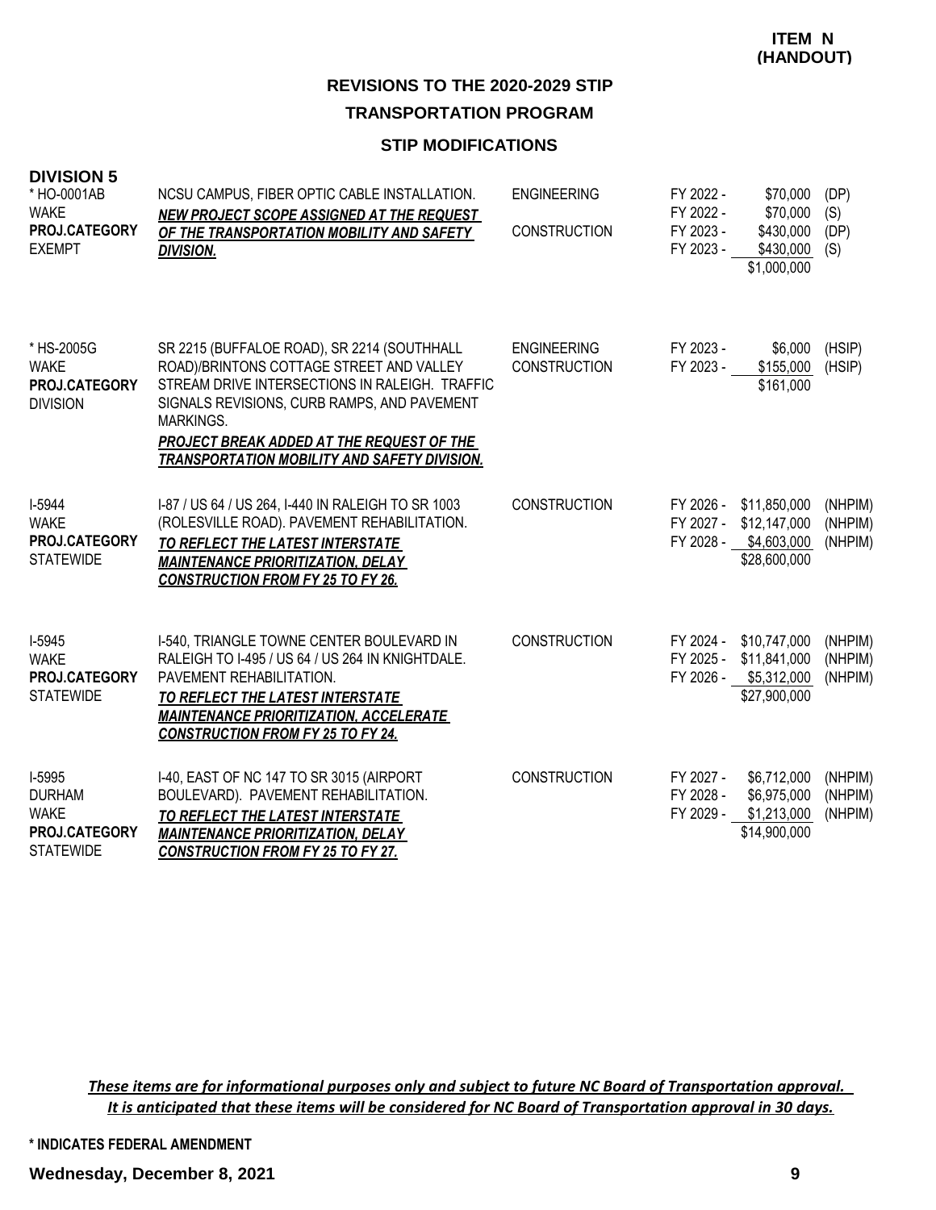**ITEM N (HANDOUT)**

## REVISIONS TO THE 2020-2029 STIP

### TRANSPORTATION PROGRAM

### STIP MODIFICATIONS

**DIVISION 5**

| Project | Description | Work Type | Fiscal Year | Amount | Funding |
|---|---|---|---|---|---|
| * HO-0001AB<br>WAKE<br>**PROJ.CATEGORY**<br>EXEMPT | NCSU CAMPUS, FIBER OPTIC CABLE INSTALLATION.<br>***NEW PROJECT SCOPE ASSIGNED AT THE REQUEST OF THE TRANSPORTATION MOBILITY AND SAFETY DIVISION.*** | ENGINEERING | FY 2022 - | $70,000 | (DP) |
| | | | FY 2022 - | $70,000 | (S) |
| | | CONSTRUCTION | FY 2023 - | $430,000 | (DP) |
| | | | FY 2023 - | $430,000 | (S) |
| | | | | $1,000,000 | |
| * HS-2005G<br>WAKE<br>**PROJ.CATEGORY**<br>DIVISION | SR 2215 (BUFFALOE ROAD), SR 2214 (SOUTHHALL ROAD)/BRINTONS COTTAGE STREET AND VALLEY STREAM DRIVE INTERSECTIONS IN RALEIGH. TRAFFIC SIGNALS REVISIONS, CURB RAMPS, AND PAVEMENT MARKINGS.<br>***PROJECT BREAK ADDED AT THE REQUEST OF THE TRANSPORTATION MOBILITY AND SAFETY DIVISION.*** | ENGINEERING | FY 2023 - | $6,000 | (HSIP) |
| | | CONSTRUCTION | FY 2023 - | $155,000 | (HSIP) |
| | | | | $161,000 | |
| I-5944<br>WAKE<br>**PROJ.CATEGORY**<br>STATEWIDE | I-87 / US 64 / US 264, I-440 IN RALEIGH TO SR 1003 (ROLESVILLE ROAD). PAVEMENT REHABILITATION.<br>***TO REFLECT THE LATEST INTERSTATE MAINTENANCE PRIORITIZATION, DELAY CONSTRUCTION FROM FY 25 TO FY 26.*** | CONSTRUCTION | FY 2026 - | $11,850,000 | (NHPIM) |
| | | | FY 2027 - | $12,147,000 | (NHPIM) |
| | | | FY 2028 - | $4,603,000 | (NHPIM) |
| | | | | $28,600,000 | |
| I-5945<br>WAKE<br>**PROJ.CATEGORY**<br>STATEWIDE | I-540, TRIANGLE TOWNE CENTER BOULEVARD IN RALEIGH TO I-495 / US 64 / US 264 IN KNIGHTDALE. PAVEMENT REHABILITATION.<br>***TO REFLECT THE LATEST INTERSTATE MAINTENANCE PRIORITIZATION, ACCELERATE CONSTRUCTION FROM FY 25 TO FY 24.*** | CONSTRUCTION | FY 2024 - | $10,747,000 | (NHPIM) |
| | | | FY 2025 - | $11,841,000 | (NHPIM) |
| | | | FY 2026 - | $5,312,000 | (NHPIM) |
| | | | | $27,900,000 | |
| I-5995<br>DURHAM<br>WAKE<br>**PROJ.CATEGORY**<br>STATEWIDE | I-40, EAST OF NC 147 TO SR 3015 (AIRPORT BOULEVARD). PAVEMENT REHABILITATION.<br>***TO REFLECT THE LATEST INTERSTATE MAINTENANCE PRIORITIZATION, DELAY CONSTRUCTION FROM FY 25 TO FY 27.*** | CONSTRUCTION | FY 2027 - | $6,712,000 | (NHPIM) |
| | | | FY 2028 - | $6,975,000 | (NHPIM) |
| | | | FY 2029 - | $1,213,000 | (NHPIM) |
| | | | | $14,900,000 | |

***These items are for informational purposes only and subject to future NC Board of Transportation approval. It is anticipated that these items will be considered for NC Board of Transportation approval in 30 days.***

**\* INDICATES FEDERAL AMENDMENT**

**Wednesday, December 8, 2021**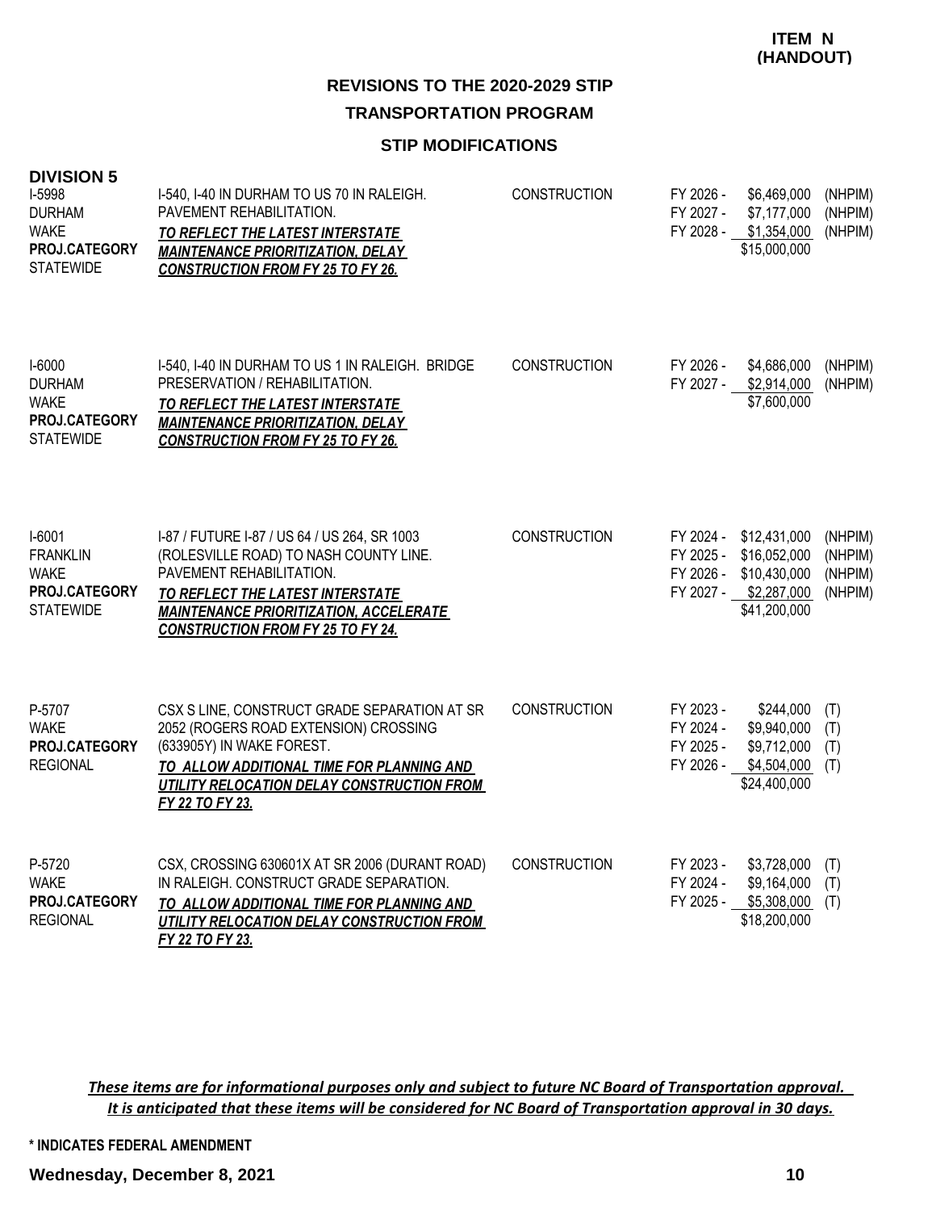**ITEM N (HANDOUT)**

## REVISIONS TO THE 2020-2029 STIP

### TRANSPORTATION PROGRAM

### STIP MODIFICATIONS

**DIVISION 5**

| Project | Description | Work Type | Schedule | Cost | Fund |
|---|---|---|---|---|---|
| I-5998<br>DURHAM<br>WAKE<br>**PROJ.CATEGORY**<br>STATEWIDE | I-540, I-40 IN DURHAM TO US 70 IN RALEIGH. PAVEMENT REHABILITATION.<br>***TO REFLECT THE LATEST INTERSTATE MAINTENANCE PRIORITIZATION, DELAY CONSTRUCTION FROM FY 25 TO FY 26.*** | CONSTRUCTION | FY 2026 -<br>FY 2027 -<br>FY 2028 - | $6,469,000<br>$7,177,000<br>$1,354,000<br>$15,000,000 | (NHPIM)<br>(NHPIM)<br>(NHPIM) |
| I-6000<br>DURHAM<br>WAKE<br>**PROJ.CATEGORY**<br>STATEWIDE | I-540, I-40 IN DURHAM TO US 1 IN RALEIGH. BRIDGE PRESERVATION / REHABILITATION.<br>***TO REFLECT THE LATEST INTERSTATE MAINTENANCE PRIORITIZATION, DELAY CONSTRUCTION FROM FY 25 TO FY 26.*** | CONSTRUCTION | FY 2026 -<br>FY 2027 - | $4,686,000<br>$2,914,000<br>$7,600,000 | (NHPIM)<br>(NHPIM) |
| I-6001<br>FRANKLIN<br>WAKE<br>**PROJ.CATEGORY**<br>STATEWIDE | I-87 / FUTURE I-87 / US 64 / US 264, SR 1003 (ROLESVILLE ROAD) TO NASH COUNTY LINE. PAVEMENT REHABILITATION.<br>***TO REFLECT THE LATEST INTERSTATE MAINTENANCE PRIORITIZATION, ACCELERATE CONSTRUCTION FROM FY 25 TO FY 24.*** | CONSTRUCTION | FY 2024 -<br>FY 2025 -<br>FY 2026 -<br>FY 2027 - | $12,431,000<br>$16,052,000<br>$10,430,000<br>$2,287,000<br>$41,200,000 | (NHPIM)<br>(NHPIM)<br>(NHPIM)<br>(NHPIM) |
| P-5707<br>WAKE<br>**PROJ.CATEGORY**<br>REGIONAL | CSX S LINE, CONSTRUCT GRADE SEPARATION AT SR 2052 (ROGERS ROAD EXTENSION) CROSSING (633905Y) IN WAKE FOREST.<br>***TO ALLOW ADDITIONAL TIME FOR PLANNING AND UTILITY RELOCATION DELAY CONSTRUCTION FROM FY 22 TO FY 23.*** | CONSTRUCTION | FY 2023 -<br>FY 2024 -<br>FY 2025 -<br>FY 2026 - | $244,000<br>$9,940,000<br>$9,712,000<br>$4,504,000<br>$24,400,000 | (T)<br>(T)<br>(T)<br>(T) |
| P-5720<br>WAKE<br>**PROJ.CATEGORY**<br>REGIONAL | CSX, CROSSING 630601X AT SR 2006 (DURANT ROAD) IN RALEIGH. CONSTRUCT GRADE SEPARATION.<br>***TO ALLOW ADDITIONAL TIME FOR PLANNING AND UTILITY RELOCATION DELAY CONSTRUCTION FROM FY 22 TO FY 23.*** | CONSTRUCTION | FY 2023 -<br>FY 2024 -<br>FY 2025 - | $3,728,000<br>$9,164,000<br>$5,308,000<br>$18,200,000 | (T)<br>(T)<br>(T) |

***These items are for informational purposes only and subject to future NC Board of Transportation approval. It is anticipated that these items will be considered for NC Board of Transportation approval in 30 days.***

**\* INDICATES FEDERAL AMENDMENT**

**Wednesday, December 8, 2021**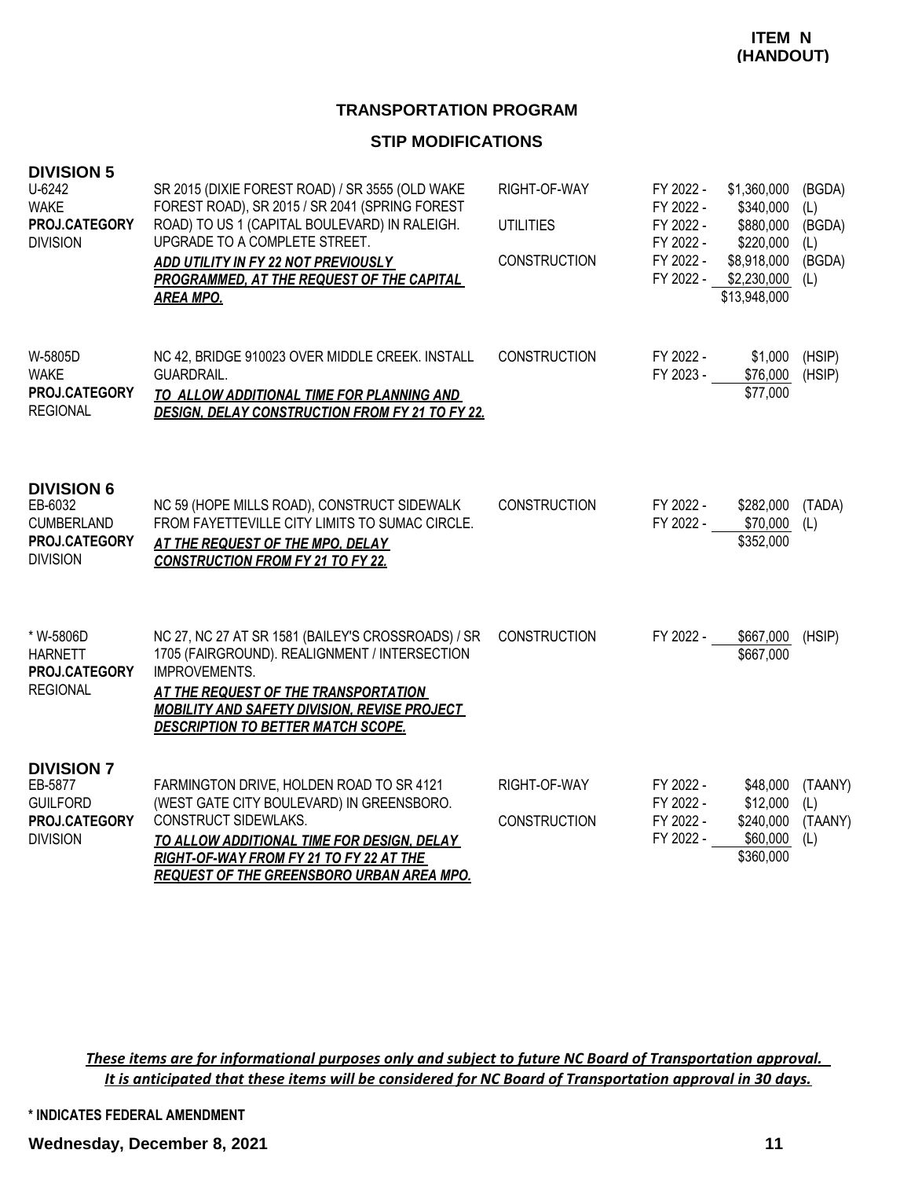**ITEM N (HANDOUT)**

## TRANSPORTATION PROGRAM

### STIP MODIFICATIONS

### DIVISION 5

| Project | Description | Phase | Year | Amount | Fund |
|---|---|---|---|---|---|
| U-6242<br>WAKE<br>**PROJ.CATEGORY**<br>DIVISION | SR 2015 (DIXIE FOREST ROAD) / SR 3555 (OLD WAKE FOREST ROAD), SR 2015 / SR 2041 (SPRING FOREST ROAD) TO US 1 (CAPITAL BOULEVARD) IN RALEIGH. UPGRADE TO A COMPLETE STREET.<br>***ADD UTILITY IN FY 22 NOT PREVIOUSLY PROGRAMMED, AT THE REQUEST OF THE CAPITAL AREA MPO.*** | RIGHT-OF-WAY | FY 2022 - | $1,360,000 | (BGDA) |
| | | | FY 2022 - | $340,000 | (L) |
| | | UTILITIES | FY 2022 - | $880,000 | (BGDA) |
| | | | FY 2022 - | $220,000 | (L) |
| | | CONSTRUCTION | FY 2022 - | $8,918,000 | (BGDA) |
| | | | FY 2022 - | $2,230,000 | (L) |
| | | | | $13,948,000 | |
| W-5805D<br>WAKE<br>**PROJ.CATEGORY**<br>REGIONAL | NC 42, BRIDGE 910023 OVER MIDDLE CREEK. INSTALL GUARDRAIL.<br>***TO ALLOW ADDITIONAL TIME FOR PLANNING AND DESIGN, DELAY CONSTRUCTION FROM FY 21 TO FY 22.*** | CONSTRUCTION | FY 2022 - | $1,000 | (HSIP) |
| | | | FY 2023 - | $76,000 | (HSIP) |
| | | | | $77,000 | |

### DIVISION 6

| Project | Description | Phase | Year | Amount | Fund |
|---|---|---|---|---|---|
| EB-6032<br>CUMBERLAND<br>**PROJ.CATEGORY**<br>DIVISION | NC 59 (HOPE MILLS ROAD), CONSTRUCT SIDEWALK FROM FAYETTEVILLE CITY LIMITS TO SUMAC CIRCLE.<br>***AT THE REQUEST OF THE MPO, DELAY CONSTRUCTION FROM FY 21 TO FY 22.*** | CONSTRUCTION | FY 2022 - | $282,000 | (TADA) |
| | | | FY 2022 - | $70,000 | (L) |
| | | | | $352,000 | |
| * W-5806D<br>HARNETT<br>**PROJ.CATEGORY**<br>REGIONAL | NC 27, NC 27 AT SR 1581 (BAILEY'S CROSSROADS) / SR 1705 (FAIRGROUND). REALIGNMENT / INTERSECTION IMPROVEMENTS.<br>***AT THE REQUEST OF THE TRANSPORTATION MOBILITY AND SAFETY DIVISION, REVISE PROJECT DESCRIPTION TO BETTER MATCH SCOPE.*** | CONSTRUCTION | FY 2022 - | $667,000 | (HSIP) |
| | | | | $667,000 | |

### DIVISION 7

| Project | Description | Phase | Year | Amount | Fund |
|---|---|---|---|---|---|
| EB-5877<br>GUILFORD<br>**PROJ.CATEGORY**<br>DIVISION | FARMINGTON DRIVE, HOLDEN ROAD TO SR 4121 (WEST GATE CITY BOULEVARD) IN GREENSBORO. CONSTRUCT SIDEWLAKS.<br>***TO ALLOW ADDITIONAL TIME FOR DESIGN, DELAY RIGHT-OF-WAY FROM FY 21 TO FY 22 AT THE REQUEST OF THE GREENSBORO URBAN AREA MPO.*** | RIGHT-OF-WAY | FY 2022 - | $48,000 | (TAANY) |
| | | | FY 2022 - | $12,000 | (L) |
| | | CONSTRUCTION | FY 2022 - | $240,000 | (TAANY) |
| | | | FY 2022 - | $60,000 | (L) |
| | | | | $360,000 | |

***These items are for informational purposes only and subject to future NC Board of Transportation approval. It is anticipated that these items will be considered for NC Board of Transportation approval in 30 days.***

**\* INDICATES FEDERAL AMENDMENT**

**Wednesday, December 8, 2021**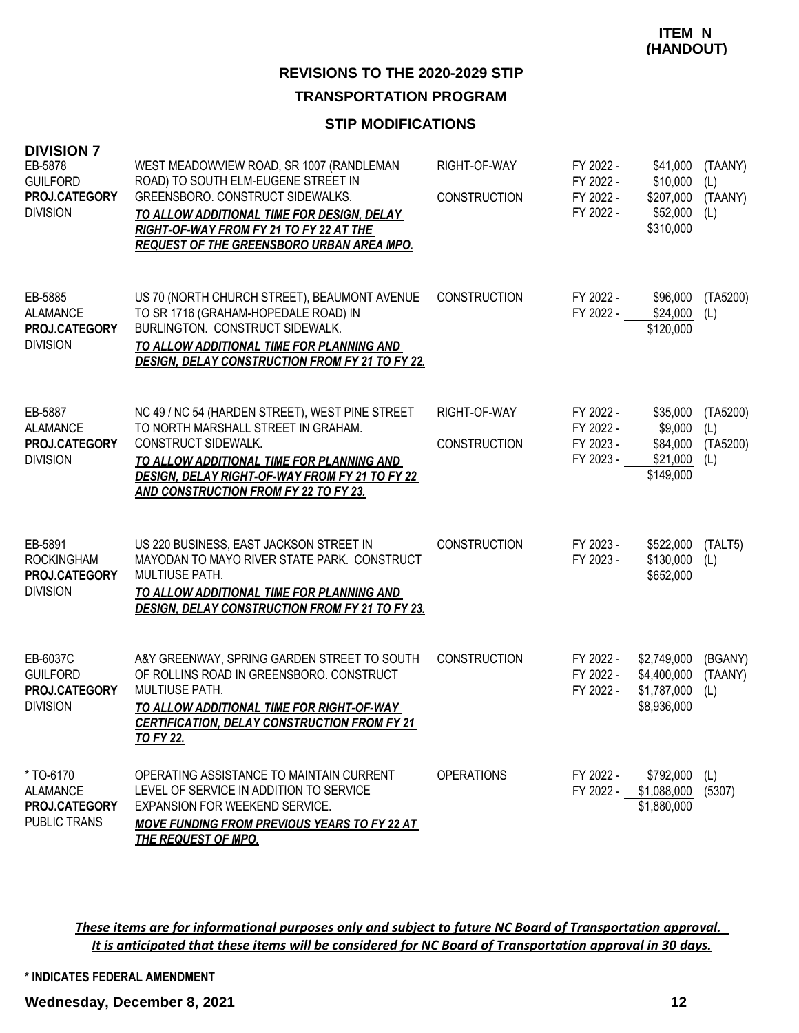**ITEM N (HANDOUT)**

## REVISIONS TO THE 2020-2029 STIP

### TRANSPORTATION PROGRAM

### STIP MODIFICATIONS

**DIVISION 7**

| Project | Description | Work Type | Fiscal Year | Amount | Fund |
|---|---|---|---|---|---|
| EB-5878<br>GUILFORD<br>**PROJ.CATEGORY**<br>DIVISION | WEST MEADOWVIEW ROAD, SR 1007 (RANDLEMAN ROAD) TO SOUTH ELM-EUGENE STREET IN GREENSBORO. CONSTRUCT SIDEWALKS.<br>***TO ALLOW ADDITIONAL TIME FOR DESIGN, DELAY RIGHT-OF-WAY FROM FY 21 TO FY 22 AT THE REQUEST OF THE GREENSBORO URBAN AREA MPO.*** | RIGHT-OF-WAY | FY 2022 - | $41,000 | (TAANY) |
| | | | FY 2022 - | $10,000 | (L) |
| | | CONSTRUCTION | FY 2022 - | $207,000 | (TAANY) |
| | | | FY 2022 - | $52,000 | (L) |
| | | | | $310,000 | |
| EB-5885<br>ALAMANCE<br>**PROJ.CATEGORY**<br>DIVISION | US 70 (NORTH CHURCH STREET), BEAUMONT AVENUE TO SR 1716 (GRAHAM-HOPEDALE ROAD) IN BURLINGTON. CONSTRUCT SIDEWALK.<br>***TO ALLOW ADDITIONAL TIME FOR PLANNING AND DESIGN, DELAY CONSTRUCTION FROM FY 21 TO FY 22.*** | CONSTRUCTION | FY 2022 - | $96,000 | (TA5200) |
| | | | FY 2022 - | $24,000 | (L) |
| | | | | $120,000 | |
| EB-5887<br>ALAMANCE<br>**PROJ.CATEGORY**<br>DIVISION | NC 49 / NC 54 (HARDEN STREET), WEST PINE STREET TO NORTH MARSHALL STREET IN GRAHAM. CONSTRUCT SIDEWALK.<br>***TO ALLOW ADDITIONAL TIME FOR PLANNING AND DESIGN, DELAY RIGHT-OF-WAY FROM FY 21 TO FY 22 AND CONSTRUCTION FROM FY 22 TO FY 23.*** | RIGHT-OF-WAY | FY 2022 - | $35,000 | (TA5200) |
| | | | FY 2022 - | $9,000 | (L) |
| | | CONSTRUCTION | FY 2023 - | $84,000 | (TA5200) |
| | | | FY 2023 - | $21,000 | (L) |
| | | | | $149,000 | |
| EB-5891<br>ROCKINGHAM<br>**PROJ.CATEGORY**<br>DIVISION | US 220 BUSINESS, EAST JACKSON STREET IN MAYODAN TO MAYO RIVER STATE PARK. CONSTRUCT MULTIUSE PATH.<br>***TO ALLOW ADDITIONAL TIME FOR PLANNING AND DESIGN, DELAY CONSTRUCTION FROM FY 21 TO FY 23.*** | CONSTRUCTION | FY 2023 - | $522,000 | (TALT5) |
| | | | FY 2023 - | $130,000 | (L) |
| | | | | $652,000 | |
| EB-6037C<br>GUILFORD<br>**PROJ.CATEGORY**<br>DIVISION | A&Y GREENWAY, SPRING GARDEN STREET TO SOUTH OF ROLLINS ROAD IN GREENSBORO. CONSTRUCT MULTIUSE PATH.<br>***TO ALLOW ADDITIONAL TIME FOR RIGHT-OF-WAY CERTIFICATION, DELAY CONSTRUCTION FROM FY 21 TO FY 22.*** | CONSTRUCTION | FY 2022 - | $2,749,000 | (BGANY) |
| | | | FY 2022 - | $4,400,000 | (TAANY) |
| | | | FY 2022 - | $1,787,000 | (L) |
| | | | | $8,936,000 | |
| * TO-6170<br>ALAMANCE<br>**PROJ.CATEGORY**<br>PUBLIC TRANS | OPERATING ASSISTANCE TO MAINTAIN CURRENT LEVEL OF SERVICE IN ADDITION TO SERVICE EXPANSION FOR WEEKEND SERVICE.<br>***MOVE FUNDING FROM PREVIOUS YEARS TO FY 22 AT THE REQUEST OF MPO.*** | OPERATIONS | FY 2022 - | $792,000 | (L) |
| | | | FY 2022 - | $1,088,000 | (5307) |
| | | | | $1,880,000 | |

***These items are for informational purposes only and subject to future NC Board of Transportation approval. It is anticipated that these items will be considered for NC Board of Transportation approval in 30 days.***

**\* INDICATES FEDERAL AMENDMENT**

**Wednesday, December 8, 2021**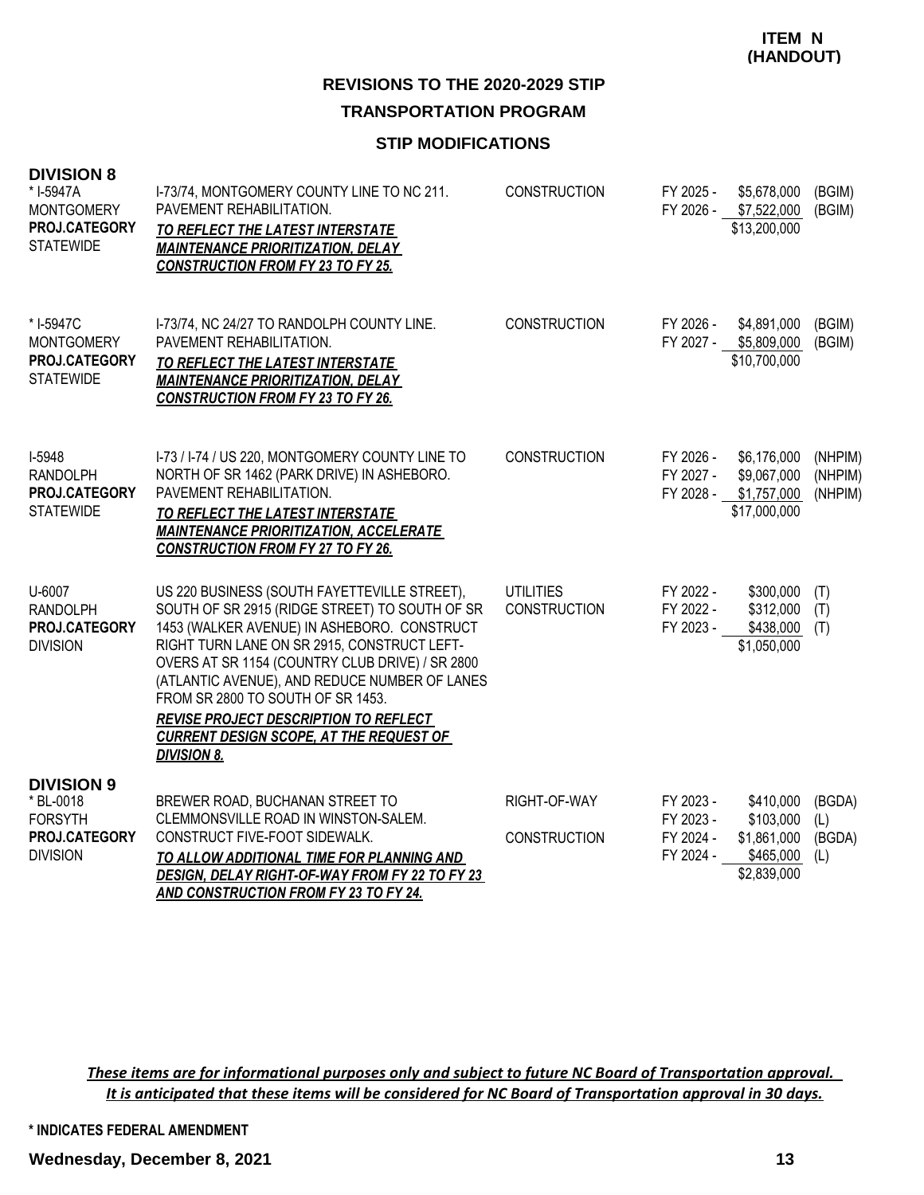**ITEM N (HANDOUT)**

## REVISIONS TO THE 2020-2029 STIP

### TRANSPORTATION PROGRAM

### STIP MODIFICATIONS

**DIVISION 8**

| Project | Description | Work Type | Fiscal Year | Amount | Funding |
|---|---|---|---|---|---|
| * I-5947A<br>MONTGOMERY<br>**PROJ.CATEGORY**<br>STATEWIDE | I-73/74, MONTGOMERY COUNTY LINE TO NC 211. PAVEMENT REHABILITATION.<br>***TO REFLECT THE LATEST INTERSTATE MAINTENANCE PRIORITIZATION, DELAY CONSTRUCTION FROM FY 23 TO FY 25.*** | CONSTRUCTION | FY 2025 -<br>FY 2026 - | \$5,678,000<br>\$7,522,000<br>\$13,200,000 | (BGIM)<br>(BGIM) |
| * I-5947C<br>MONTGOMERY<br>**PROJ.CATEGORY**<br>STATEWIDE | I-73/74, NC 24/27 TO RANDOLPH COUNTY LINE. PAVEMENT REHABILITATION.<br>***TO REFLECT THE LATEST INTERSTATE MAINTENANCE PRIORITIZATION, DELAY CONSTRUCTION FROM FY 23 TO FY 26.*** | CONSTRUCTION | FY 2026 -<br>FY 2027 - | \$4,891,000<br>\$5,809,000<br>\$10,700,000 | (BGIM)<br>(BGIM) |
| I-5948<br>RANDOLPH<br>**PROJ.CATEGORY**<br>STATEWIDE | I-73 / I-74 / US 220, MONTGOMERY COUNTY LINE TO NORTH OF SR 1462 (PARK DRIVE) IN ASHEBORO. PAVEMENT REHABILITATION.<br>***TO REFLECT THE LATEST INTERSTATE MAINTENANCE PRIORITIZATION, ACCELERATE CONSTRUCTION FROM FY 27 TO FY 26.*** | CONSTRUCTION | FY 2026 -<br>FY 2027 -<br>FY 2028 - | \$6,176,000<br>\$9,067,000<br>\$1,757,000<br>\$17,000,000 | (NHPIM)<br>(NHPIM)<br>(NHPIM) |
| U-6007<br>RANDOLPH<br>**PROJ.CATEGORY**<br>DIVISION | US 220 BUSINESS (SOUTH FAYETTEVILLE STREET), SOUTH OF SR 2915 (RIDGE STREET) TO SOUTH OF SR 1453 (WALKER AVENUE) IN ASHEBORO. CONSTRUCT RIGHT TURN LANE ON SR 2915, CONSTRUCT LEFT-OVERS AT SR 1154 (COUNTRY CLUB DRIVE) / SR 2800 (ATLANTIC AVENUE), AND REDUCE NUMBER OF LANES FROM SR 2800 TO SOUTH OF SR 1453.<br>***REVISE PROJECT DESCRIPTION TO REFLECT CURRENT DESIGN SCOPE, AT THE REQUEST OF DIVISION 8.*** | UTILITIES<br>CONSTRUCTION | FY 2022 -<br>FY 2022 -<br>FY 2023 - | \$300,000<br>\$312,000<br>\$438,000<br>\$1,050,000 | (T)<br>(T)<br>(T) |

**DIVISION 9**

| Project | Description | Work Type | Fiscal Year | Amount | Funding |
|---|---|---|---|---|---|
| * BL-0018<br>FORSYTH<br>**PROJ.CATEGORY**<br>DIVISION | BREWER ROAD, BUCHANAN STREET TO CLEMMONSVILLE ROAD IN WINSTON-SALEM. CONSTRUCT FIVE-FOOT SIDEWALK.<br>***TO ALLOW ADDITIONAL TIME FOR PLANNING AND DESIGN, DELAY RIGHT-OF-WAY FROM FY 22 TO FY 23 AND CONSTRUCTION FROM FY 23 TO FY 24.*** | RIGHT-OF-WAY<br><br>CONSTRUCTION | FY 2023 -<br>FY 2023 -<br>FY 2024 -<br>FY 2024 - | \$410,000<br>\$103,000<br>\$1,861,000<br>\$465,000<br>\$2,839,000 | (BGDA)<br>(L)<br>(BGDA)<br>(L) |

***These items are for informational purposes only and subject to future NC Board of Transportation approval. It is anticipated that these items will be considered for NC Board of Transportation approval in 30 days.***

**\* INDICATES FEDERAL AMENDMENT**

**Wednesday, December 8, 2021**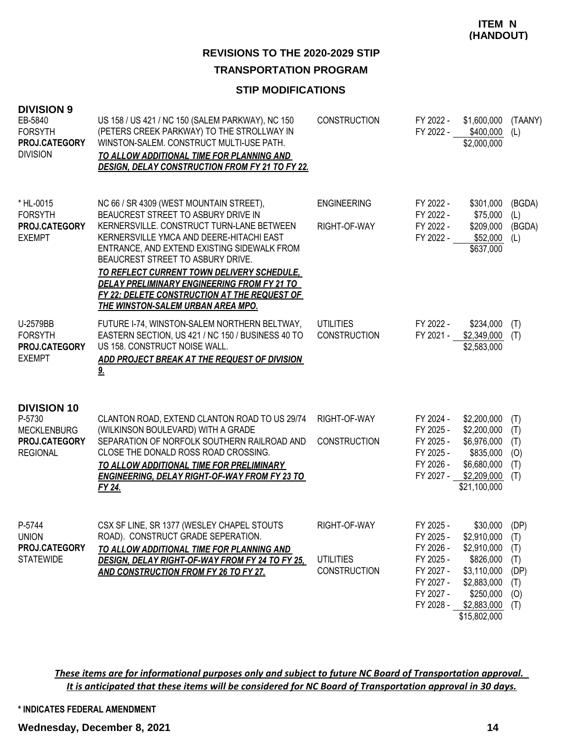**ITEM N (HANDOUT)**

## REVISIONS TO THE 2020-2029 STIP

## TRANSPORTATION PROGRAM

### STIP MODIFICATIONS

### DIVISION 9

| Project | Description | Work Type | Fiscal Year | Amount | Fund |
|---|---|---|---|---|---|
| EB-5840<br>FORSYTH<br>**PROJ.CATEGORY**<br>DIVISION | US 158 / US 421 / NC 150 (SALEM PARKWAY), NC 150 (PETERS CREEK PARKWAY) TO THE STROLLWAY IN WINSTON-SALEM. CONSTRUCT MULTI-USE PATH.<br>***TO ALLOW ADDITIONAL TIME FOR PLANNING AND DESIGN, DELAY CONSTRUCTION FROM FY 21 TO FY 22.*** | CONSTRUCTION | FY 2022 - | $1,600,000 | (TAANY) |
| | | | FY 2022 - | $400,000 | (L) |
| | | | | $2,000,000 | |
| * HL-0015<br>FORSYTH<br>**PROJ.CATEGORY**<br>EXEMPT | NC 66 / SR 4309 (WEST MOUNTAIN STREET), BEAUCREST STREET TO ASBURY DRIVE IN KERNERSVILLE. CONSTRUCT TURN-LANE BETWEEN KERNERSVILLE YMCA AND DEERE-HITACHI EAST ENTRANCE, AND EXTEND EXISTING SIDEWALK FROM BEAUCREST STREET TO ASBURY DRIVE.<br>***TO REFLECT CURRENT TOWN DELIVERY SCHEDULE, DELAY PRELIMINARY ENGINEERING FROM FY 21 TO FY 22; DELETE CONSTRUCTION AT THE REQUEST OF THE WINSTON-SALEM URBAN AREA MPO.*** | ENGINEERING | FY 2022 - | $301,000 | (BGDA) |
| | | | FY 2022 - | $75,000 | (L) |
| | | RIGHT-OF-WAY | FY 2022 - | $209,000 | (BGDA) |
| | | | FY 2022 - | $52,000 | (L) |
| | | | | $637,000 | |
| U-2579BB<br>FORSYTH<br>**PROJ.CATEGORY**<br>EXEMPT | FUTURE I-74, WINSTON-SALEM NORTHERN BELTWAY, EASTERN SECTION, US 421 / NC 150 / BUSINESS 40 TO US 158. CONSTRUCT NOISE WALL.<br>***ADD PROJECT BREAK AT THE REQUEST OF DIVISION 9.*** | UTILITIES | FY 2022 - | $234,000 | (T) |
| | | CONSTRUCTION | FY 2021 - | $2,349,000 | (T) |
| | | | | $2,583,000 | |

### DIVISION 10

| Project | Description | Work Type | Fiscal Year | Amount | Fund |
|---|---|---|---|---|---|
| P-5730<br>MECKLENBURG<br>**PROJ.CATEGORY**<br>REGIONAL | CLANTON ROAD, EXTEND CLANTON ROAD TO US 29/74 (WILKINSON BOULEVARD) WITH A GRADE SEPARATION OF NORFOLK SOUTHERN RAILROAD AND CLOSE THE DONALD ROSS ROAD CROSSING.<br>***TO ALLOW ADDITIONAL TIME FOR PRELIMINARY ENGINEERING, DELAY RIGHT-OF-WAY FROM FY 23 TO FY 24.*** | RIGHT-OF-WAY | FY 2024 - | $2,200,000 | (T) |
| | | | FY 2025 - | $2,200,000 | (T) |
| | | CONSTRUCTION | FY 2025 - | $6,976,000 | (T) |
| | | | FY 2025 - | $835,000 | (O) |
| | | | FY 2026 - | $6,680,000 | (T) |
| | | | FY 2027 - | $2,209,000 | (T) |
| | | | | $21,100,000 | |
| P-5744<br>UNION<br>**PROJ.CATEGORY**<br>STATEWIDE | CSX SF LINE, SR 1377 (WESLEY CHAPEL STOUTS ROAD). CONSTRUCT GRADE SEPERATION.<br>***TO ALLOW ADDITIONAL TIME FOR PLANNING AND DESIGN, DELAY RIGHT-OF-WAY FROM FY 24 TO FY 25, AND CONSTRUCTION FROM FY 26 TO FY 27.*** | RIGHT-OF-WAY | FY 2025 - | $30,000 | (DP) |
| | | | FY 2025 - | $2,910,000 | (T) |
| | | | FY 2026 - | $2,910,000 | (T) |
| | | UTILITIES | FY 2025 - | $826,000 | (T) |
| | | CONSTRUCTION | FY 2027 - | $3,110,000 | (DP) |
| | | | FY 2027 - | $2,883,000 | (T) |
| | | | FY 2027 - | $250,000 | (O) |
| | | | FY 2028 - | $2,883,000 | (T) |
| | | | | $15,802,000 | |

***These items are for informational purposes only and subject to future NC Board of Transportation approval. It is anticipated that these items will be considered for NC Board of Transportation approval in 30 days.***

**\* INDICATES FEDERAL AMENDMENT**

**Wednesday, December 8, 2021**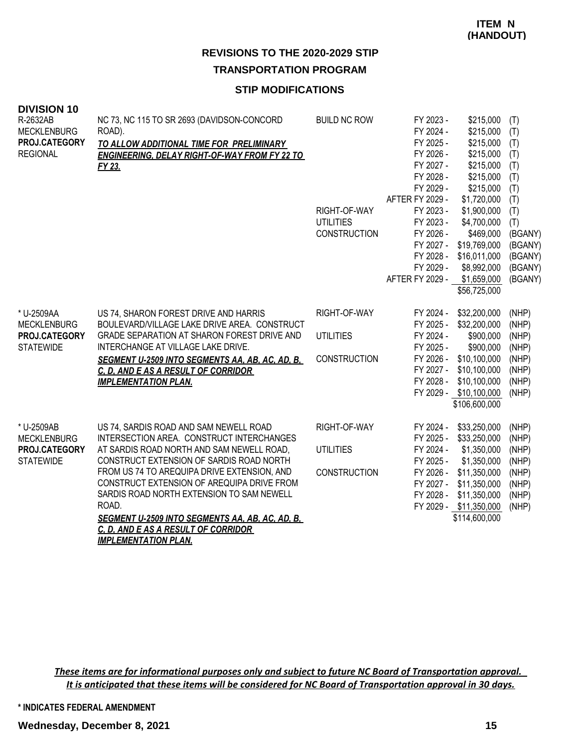**ITEM N**
**(HANDOUT)**

## REVISIONS TO THE 2020-2029 STIP

## TRANSPORTATION PROGRAM

### STIP MODIFICATIONS

### DIVISION 10

| Project | Description | Phase | Fiscal Year | Amount | Fund |
|---|---|---|---|---|---|
| R-2632AB<br>MECKLENBURG<br>**PROJ.CATEGORY**<br>REGIONAL | NC 73, NC 115 TO SR 2693 (DAVIDSON-CONCORD ROAD).<br>***TO ALLOW ADDITIONAL TIME FOR PRELIMINARY ENGINEERING, DELAY RIGHT-OF-WAY FROM FY 22 TO FY 23.*** | BUILD NC ROW | FY 2023 - | $215,000 | (T) |
| | | | FY 2024 - | $215,000 | (T) |
| | | | FY 2025 - | $215,000 | (T) |
| | | | FY 2026 - | $215,000 | (T) |
| | | | FY 2027 - | $215,000 | (T) |
| | | | FY 2028 - | $215,000 | (T) |
| | | | FY 2029 - | $215,000 | (T) |
| | | | AFTER FY 2029 - | $1,720,000 | (T) |
| | | RIGHT-OF-WAY | FY 2023 - | $1,900,000 | (T) |
| | | UTILITIES | FY 2023 - | $4,700,000 | (T) |
| | | CONSTRUCTION | FY 2026 - | $469,000 | (BGANY) |
| | | | FY 2027 - | $19,769,000 | (BGANY) |
| | | | FY 2028 - | $16,011,000 | (BGANY) |
| | | | FY 2029 - | $8,992,000 | (BGANY) |
| | | | AFTER FY 2029 - | $1,659,000 | (BGANY) |
| | | | | $56,725,000 | |
| * U-2509AA<br>MECKLENBURG<br>**PROJ.CATEGORY**<br>STATEWIDE | US 74, SHARON FOREST DRIVE AND HARRIS BOULEVARD/VILLAGE LAKE DRIVE AREA. CONSTRUCT GRADE SEPARATION AT SHARON FOREST DRIVE AND INTERCHANGE AT VILLAGE LAKE DRIVE.<br>***SEGMENT U-2509 INTO SEGMENTS AA, AB, AC, AD, B, C, D, AND E AS A RESULT OF CORRIDOR IMPLEMENTATION PLAN.*** | RIGHT-OF-WAY | FY 2024 - | $32,200,000 | (NHP) |
| | | | FY 2025 - | $32,200,000 | (NHP) |
| | | UTILITIES | FY 2024 - | $900,000 | (NHP) |
| | | | FY 2025 - | $900,000 | (NHP) |
| | | CONSTRUCTION | FY 2026 - | $10,100,000 | (NHP) |
| | | | FY 2027 - | $10,100,000 | (NHP) |
| | | | FY 2028 - | $10,100,000 | (NHP) |
| | | | FY 2029 - | $10,100,000 | (NHP) |
| | | | | $106,600,000 | |
| * U-2509AB<br>MECKLENBURG<br>**PROJ.CATEGORY**<br>STATEWIDE | US 74, SARDIS ROAD AND SAM NEWELL ROAD INTERSECTION AREA. CONSTRUCT INTERCHANGES AT SARDIS ROAD NORTH AND SAM NEWELL ROAD, CONSTRUCT EXTENSION OF SARDIS ROAD NORTH FROM US 74 TO AREQUIPA DRIVE EXTENSION, AND CONSTRUCT EXTENSION OF AREQUIPA DRIVE FROM SARDIS ROAD NORTH EXTENSION TO SAM NEWELL ROAD.<br>***SEGMENT U-2509 INTO SEGMENTS AA, AB, AC, AD, B, C, D, AND E AS A RESULT OF CORRIDOR IMPLEMENTATION PLAN.*** | RIGHT-OF-WAY | FY 2024 - | $33,250,000 | (NHP) |
| | | | FY 2025 - | $33,250,000 | (NHP) |
| | | UTILITIES | FY 2024 - | $1,350,000 | (NHP) |
| | | | FY 2025 - | $1,350,000 | (NHP) |
| | | CONSTRUCTION | FY 2026 - | $11,350,000 | (NHP) |
| | | | FY 2027 - | $11,350,000 | (NHP) |
| | | | FY 2028 - | $11,350,000 | (NHP) |
| | | | FY 2029 - | $11,350,000 | (NHP) |
| | | | | $114,600,000 | |

***These items are for informational purposes only and subject to future NC Board of Transportation approval. It is anticipated that these items will be considered for NC Board of Transportation approval in 30 days.***

**\* INDICATES FEDERAL AMENDMENT**

**Wednesday, December 8, 2021**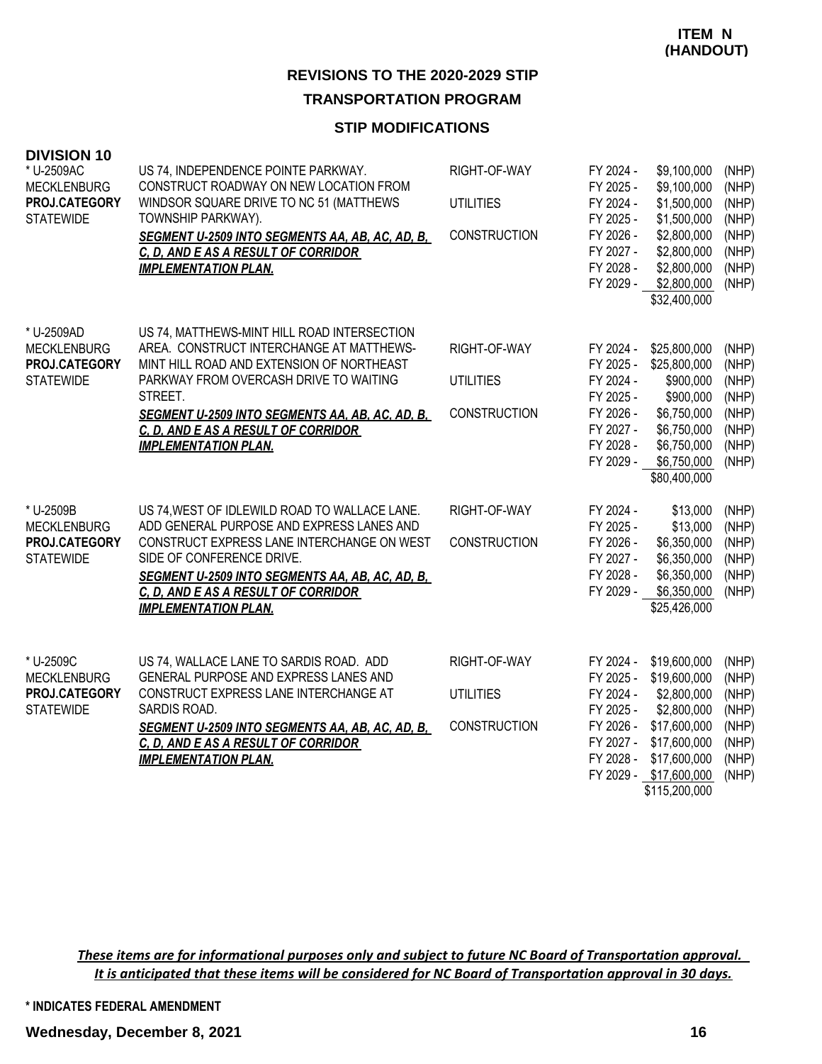**ITEM N (HANDOUT)**

## REVISIONS TO THE 2020-2029 STIP

## TRANSPORTATION PROGRAM

### STIP MODIFICATIONS

### DIVISION 10

| Project | Description | Category | Fiscal Year | Amount | Funding |
|---|---|---|---|---|---|
| * U-2509AC<br>MECKLENBURG<br>**PROJ.CATEGORY**<br>STATEWIDE | US 74, INDEPENDENCE POINTE PARKWAY. CONSTRUCT ROADWAY ON NEW LOCATION FROM WINDSOR SQUARE DRIVE TO NC 51 (MATTHEWS TOWNSHIP PARKWAY).<br>***SEGMENT U-2509 INTO SEGMENTS AA, AB, AC, AD, B, C, D, AND E AS A RESULT OF CORRIDOR IMPLEMENTATION PLAN.*** | RIGHT-OF-WAY | FY 2024 - | $9,100,000 | (NHP) |
| | | | FY 2025 - | $9,100,000 | (NHP) |
| | | UTILITIES | FY 2024 - | $1,500,000 | (NHP) |
| | | | FY 2025 - | $1,500,000 | (NHP) |
| | | CONSTRUCTION | FY 2026 - | $2,800,000 | (NHP) |
| | | | FY 2027 - | $2,800,000 | (NHP) |
| | | | FY 2028 - | $2,800,000 | (NHP) |
| | | | FY 2029 - | $2,800,000 | (NHP) |
| | | | | $32,400,000 | |
| * U-2509AD<br>MECKLENBURG<br>**PROJ.CATEGORY**<br>STATEWIDE | US 74, MATTHEWS-MINT HILL ROAD INTERSECTION AREA. CONSTRUCT INTERCHANGE AT MATTHEWS-MINT HILL ROAD AND EXTENSION OF NORTHEAST PARKWAY FROM OVERCASH DRIVE TO WAITING STREET.<br>***SEGMENT U-2509 INTO SEGMENTS AA, AB, AC, AD, B, C, D, AND E AS A RESULT OF CORRIDOR IMPLEMENTATION PLAN.*** | RIGHT-OF-WAY | FY 2024 - | $25,800,000 | (NHP) |
| | | | FY 2025 - | $25,800,000 | (NHP) |
| | | UTILITIES | FY 2024 - | $900,000 | (NHP) |
| | | | FY 2025 - | $900,000 | (NHP) |
| | | CONSTRUCTION | FY 2026 - | $6,750,000 | (NHP) |
| | | | FY 2027 - | $6,750,000 | (NHP) |
| | | | FY 2028 - | $6,750,000 | (NHP) |
| | | | FY 2029 - | $6,750,000 | (NHP) |
| | | | | $80,400,000 | |
| * U-2509B<br>MECKLENBURG<br>**PROJ.CATEGORY**<br>STATEWIDE | US 74,WEST OF IDLEWILD ROAD TO WALLACE LANE. ADD GENERAL PURPOSE AND EXPRESS LANES AND CONSTRUCT EXPRESS LANE INTERCHANGE ON WEST SIDE OF CONFERENCE DRIVE.<br>***SEGMENT U-2509 INTO SEGMENTS AA, AB, AC, AD, B, C, D, AND E AS A RESULT OF CORRIDOR IMPLEMENTATION PLAN.*** | RIGHT-OF-WAY | FY 2024 - | $13,000 | (NHP) |
| | | | FY 2025 - | $13,000 | (NHP) |
| | | CONSTRUCTION | FY 2026 - | $6,350,000 | (NHP) |
| | | | FY 2027 - | $6,350,000 | (NHP) |
| | | | FY 2028 - | $6,350,000 | (NHP) |
| | | | FY 2029 - | $6,350,000 | (NHP) |
| | | | | $25,426,000 | |
| * U-2509C<br>MECKLENBURG<br>**PROJ.CATEGORY**<br>STATEWIDE | US 74, WALLACE LANE TO SARDIS ROAD. ADD GENERAL PURPOSE AND EXPRESS LANES AND CONSTRUCT EXPRESS LANE INTERCHANGE AT SARDIS ROAD.<br>***SEGMENT U-2509 INTO SEGMENTS AA, AB, AC, AD, B, C, D, AND E AS A RESULT OF CORRIDOR IMPLEMENTATION PLAN.*** | RIGHT-OF-WAY | FY 2024 - | $19,600,000 | (NHP) |
| | | | FY 2025 - | $19,600,000 | (NHP) |
| | | UTILITIES | FY 2024 - | $2,800,000 | (NHP) |
| | | | FY 2025 - | $2,800,000 | (NHP) |
| | | CONSTRUCTION | FY 2026 - | $17,600,000 | (NHP) |
| | | | FY 2027 - | $17,600,000 | (NHP) |
| | | | FY 2028 - | $17,600,000 | (NHP) |
| | | | FY 2029 - | $17,600,000 | (NHP) |
| | | | | $115,200,000 | |

*These items are for informational purposes only and subject to future NC Board of Transportation approval. It is anticipated that these items will be considered for NC Board of Transportation approval in 30 days.*

**\* INDICATES FEDERAL AMENDMENT**

**Wednesday, December 8, 2021**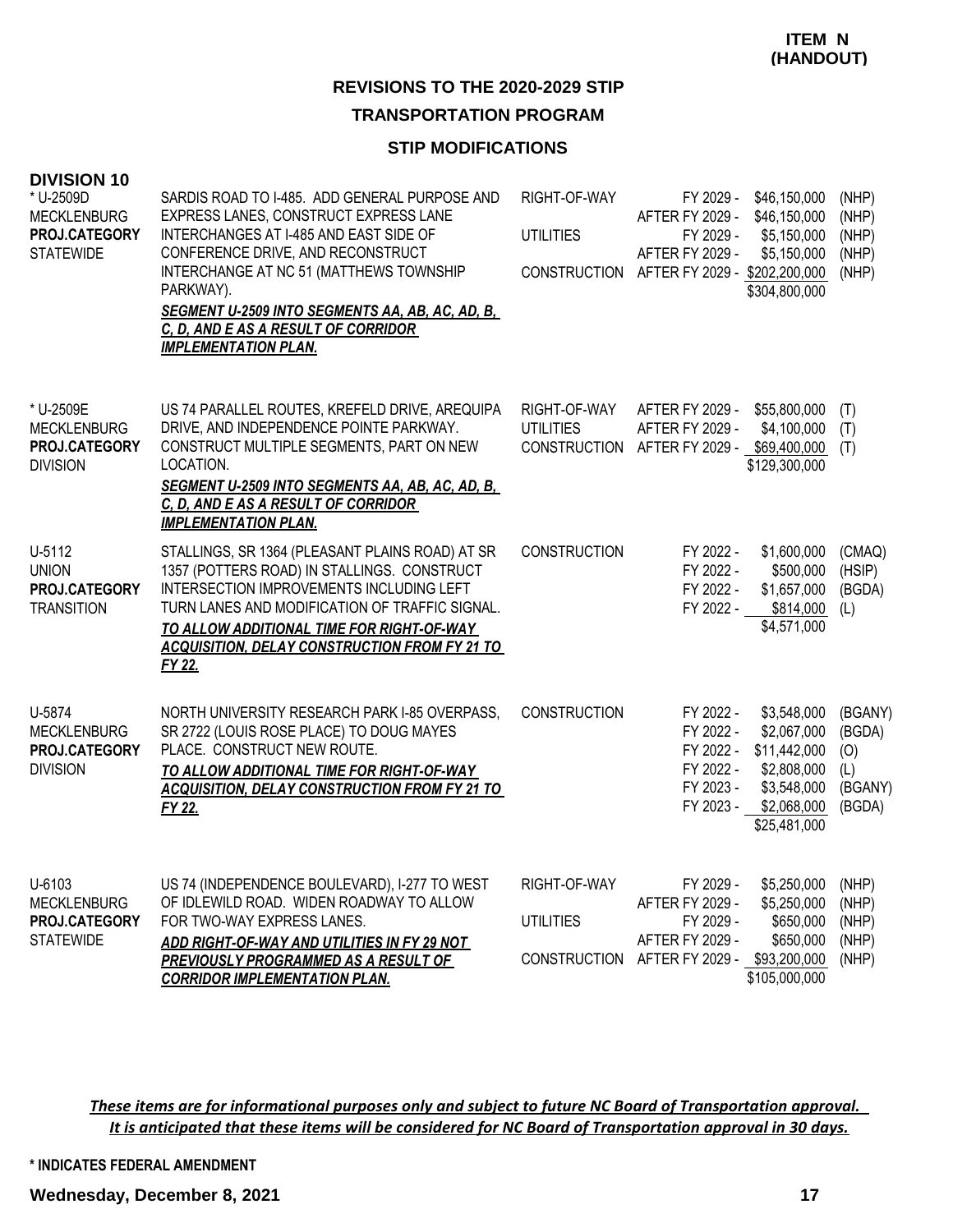**ITEM N (HANDOUT)**

## REVISIONS TO THE 2020-2029 STIP

## TRANSPORTATION PROGRAM

### STIP MODIFICATIONS

### DIVISION 10

| Project | Description | Phase | Fiscal Year | Amount | Funding |
|---|---|---|---|---|---|
| * U-2509D<br>MECKLENBURG<br>**PROJ.CATEGORY**<br>STATEWIDE | SARDIS ROAD TO I-485. ADD GENERAL PURPOSE AND EXPRESS LANES, CONSTRUCT EXPRESS LANE INTERCHANGES AT I-485 AND EAST SIDE OF CONFERENCE DRIVE, AND RECONSTRUCT INTERCHANGE AT NC 51 (MATTHEWS TOWNSHIP PARKWAY).<br>***SEGMENT U-2509 INTO SEGMENTS AA, AB, AC, AD, B, C, D, AND E AS A RESULT OF CORRIDOR IMPLEMENTATION PLAN.*** | RIGHT-OF-WAY | FY 2029 - | $46,150,000 | (NHP) |
| | | | AFTER FY 2029 - | $46,150,000 | (NHP) |
| | | UTILITIES | FY 2029 - | $5,150,000 | (NHP) |
| | | | AFTER FY 2029 - | $5,150,000 | (NHP) |
| | | CONSTRUCTION | AFTER FY 2029 - | $202,200,000 | (NHP) |
| | | | | $304,800,000 | |
| * U-2509E<br>MECKLENBURG<br>**PROJ.CATEGORY**<br>DIVISION | US 74 PARALLEL ROUTES, KREFELD DRIVE, AREQUIPA DRIVE, AND INDEPENDENCE POINTE PARKWAY. CONSTRUCT MULTIPLE SEGMENTS, PART ON NEW LOCATION.<br>***SEGMENT U-2509 INTO SEGMENTS AA, AB, AC, AD, B, C, D, AND E AS A RESULT OF CORRIDOR IMPLEMENTATION PLAN.*** | RIGHT-OF-WAY | AFTER FY 2029 - | $55,800,000 | (T) |
| | | UTILITIES | AFTER FY 2029 - | $4,100,000 | (T) |
| | | CONSTRUCTION | AFTER FY 2029 - | $69,400,000 | (T) |
| | | | | $129,300,000 | |
| U-5112<br>UNION<br>**PROJ.CATEGORY**<br>TRANSITION | STALLINGS, SR 1364 (PLEASANT PLAINS ROAD) AT SR 1357 (POTTERS ROAD) IN STALLINGS. CONSTRUCT INTERSECTION IMPROVEMENTS INCLUDING LEFT TURN LANES AND MODIFICATION OF TRAFFIC SIGNAL.<br>***TO ALLOW ADDITIONAL TIME FOR RIGHT-OF-WAY ACQUISITION, DELAY CONSTRUCTION FROM FY 21 TO FY 22.*** | CONSTRUCTION | FY 2022 - | $1,600,000 | (CMAQ) |
| | | | FY 2022 - | $500,000 | (HSIP) |
| | | | FY 2022 - | $1,657,000 | (BGDA) |
| | | | FY 2022 - | $814,000 | (L) |
| | | | | $4,571,000 | |
| U-5874<br>MECKLENBURG<br>**PROJ.CATEGORY**<br>DIVISION | NORTH UNIVERSITY RESEARCH PARK I-85 OVERPASS, SR 2722 (LOUIS ROSE PLACE) TO DOUG MAYES PLACE. CONSTRUCT NEW ROUTE.<br>***TO ALLOW ADDITIONAL TIME FOR RIGHT-OF-WAY ACQUISITION, DELAY CONSTRUCTION FROM FY 21 TO FY 22.*** | CONSTRUCTION | FY 2022 - | $3,548,000 | (BGANY) |
| | | | FY 2022 - | $2,067,000 | (BGDA) |
| | | | FY 2022 - | $11,442,000 | (O) |
| | | | FY 2022 - | $2,808,000 | (L) |
| | | | FY 2023 - | $3,548,000 | (BGANY) |
| | | | FY 2023 - | $2,068,000 | (BGDA) |
| | | | | $25,481,000 | |
| U-6103<br>MECKLENBURG<br>**PROJ.CATEGORY**<br>STATEWIDE | US 74 (INDEPENDENCE BOULEVARD), I-277 TO WEST OF IDLEWILD ROAD. WIDEN ROADWAY TO ALLOW FOR TWO-WAY EXPRESS LANES.<br>***ADD RIGHT-OF-WAY AND UTILITIES IN FY 29 NOT PREVIOUSLY PROGRAMMED AS A RESULT OF CORRIDOR IMPLEMENTATION PLAN.*** | RIGHT-OF-WAY | FY 2029 - | $5,250,000 | (NHP) |
| | | | AFTER FY 2029 - | $5,250,000 | (NHP) |
| | | UTILITIES | FY 2029 - | $650,000 | (NHP) |
| | | | AFTER FY 2029 - | $650,000 | (NHP) |
| | | CONSTRUCTION | AFTER FY 2029 - | $93,200,000 | (NHP) |
| | | | | $105,000,000 | |

***These items are for informational purposes only and subject to future NC Board of Transportation approval. It is anticipated that these items will be considered for NC Board of Transportation approval in 30 days.***

**\* INDICATES FEDERAL AMENDMENT**

**Wednesday, December 8, 2021**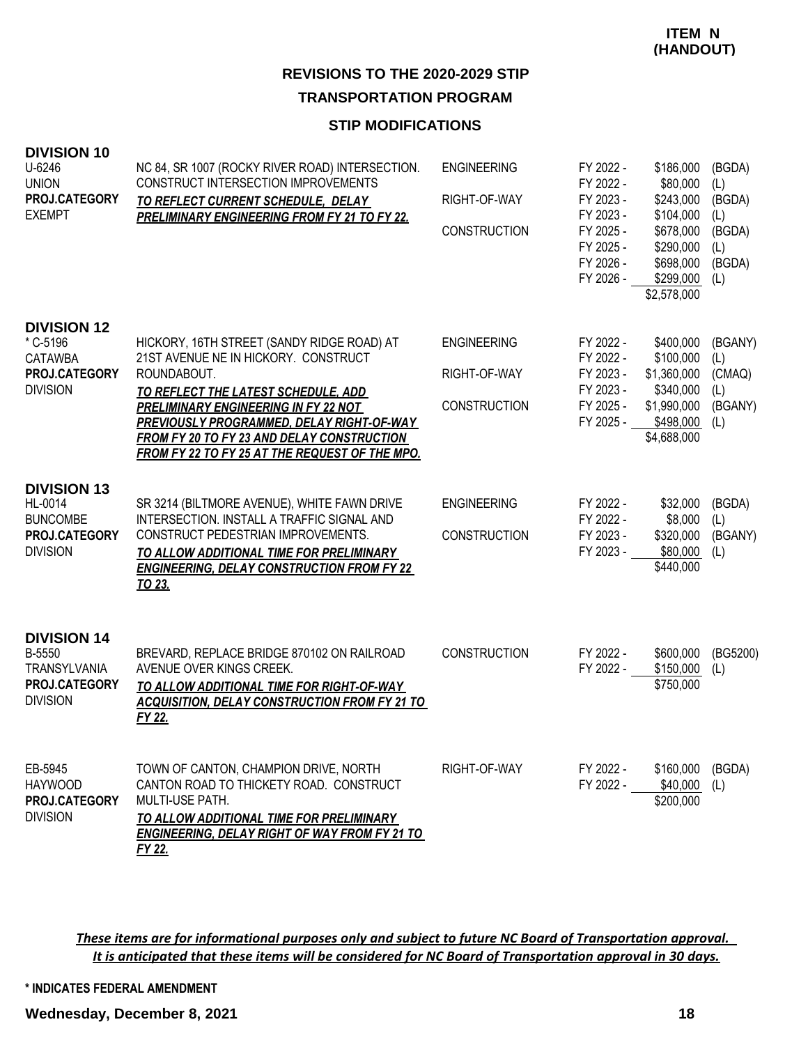**ITEM N (HANDOUT)**

## REVISIONS TO THE 2020-2029 STIP

## TRANSPORTATION PROGRAM

### STIP MODIFICATIONS

### DIVISION 10

| Project | Description | Phase | Year | Amount | Source |
|---|---|---|---|---|---|
| U-6246<br>UNION<br>**PROJ.CATEGORY**<br>EXEMPT | NC 84, SR 1007 (ROCKY RIVER ROAD) INTERSECTION. CONSTRUCT INTERSECTION IMPROVEMENTS<br>***TO REFLECT CURRENT SCHEDULE, DELAY PRELIMINARY ENGINEERING FROM FY 21 TO FY 22.*** | ENGINEERING | FY 2022 - | $186,000 | (BGDA) |
| | | | FY 2022 - | $80,000 | (L) |
| | | RIGHT-OF-WAY | FY 2023 - | $243,000 | (BGDA) |
| | | | FY 2023 - | $104,000 | (L) |
| | | CONSTRUCTION | FY 2025 - | $678,000 | (BGDA) |
| | | | FY 2025 - | $290,000 | (L) |
| | | | FY 2026 - | $698,000 | (BGDA) |
| | | | FY 2026 - | $299,000 | (L) |
| | | | | $2,578,000 | |

### DIVISION 12

| Project | Description | Phase | Year | Amount | Source |
|---|---|---|---|---|---|
| * C-5196<br>CATAWBA<br>**PROJ.CATEGORY**<br>DIVISION | HICKORY, 16TH STREET (SANDY RIDGE ROAD) AT 21ST AVENUE NE IN HICKORY. CONSTRUCT ROUNDABOUT.<br>***TO REFLECT THE LATEST SCHEDULE, ADD PRELIMINARY ENGINEERING IN FY 22 NOT PREVIOUSLY PROGRAMMED, DELAY RIGHT-OF-WAY FROM FY 20 TO FY 23 AND DELAY CONSTRUCTION FROM FY 22 TO FY 25 AT THE REQUEST OF THE MPO.*** | ENGINEERING | FY 2022 - | $400,000 | (BGANY) |
| | | | FY 2022 - | $100,000 | (L) |
| | | RIGHT-OF-WAY | FY 2023 - | $1,360,000 | (CMAQ) |
| | | | FY 2023 - | $340,000 | (L) |
| | | CONSTRUCTION | FY 2025 - | $1,990,000 | (BGANY) |
| | | | FY 2025 - | $498,000 | (L) |
| | | | | $4,688,000 | |

### DIVISION 13

| Project | Description | Phase | Year | Amount | Source |
|---|---|---|---|---|---|
| HL-0014<br>BUNCOMBE<br>**PROJ.CATEGORY**<br>DIVISION | SR 3214 (BILTMORE AVENUE), WHITE FAWN DRIVE INTERSECTION. INSTALL A TRAFFIC SIGNAL AND CONSTRUCT PEDESTRIAN IMPROVEMENTS.<br>***TO ALLOW ADDITIONAL TIME FOR PRELIMINARY ENGINEERING, DELAY CONSTRUCTION FROM FY 22 TO 23.*** | ENGINEERING | FY 2022 - | $32,000 | (BGDA) |
| | | | FY 2022 - | $8,000 | (L) |
| | | CONSTRUCTION | FY 2023 - | $320,000 | (BGANY) |
| | | | FY 2023 - | $80,000 | (L) |
| | | | | $440,000 | |

### DIVISION 14

| Project | Description | Phase | Year | Amount | Source |
|---|---|---|---|---|---|
| B-5550<br>TRANSYLVANIA<br>**PROJ.CATEGORY**<br>DIVISION | BREVARD, REPLACE BRIDGE 870102 ON RAILROAD AVENUE OVER KINGS CREEK.<br>***TO ALLOW ADDITIONAL TIME FOR RIGHT-OF-WAY ACQUISITION, DELAY CONSTRUCTION FROM FY 21 TO FY 22.*** | CONSTRUCTION | FY 2022 - | $600,000 | (BG5200) |
| | | | FY 2022 - | $150,000 | (L) |
| | | | | $750,000 | |
| EB-5945<br>HAYWOOD<br>**PROJ.CATEGORY**<br>DIVISION | TOWN OF CANTON, CHAMPION DRIVE, NORTH CANTON ROAD TO THICKETY ROAD. CONSTRUCT MULTI-USE PATH.<br>***TO ALLOW ADDITIONAL TIME FOR PRELIMINARY ENGINEERING, DELAY RIGHT OF WAY FROM FY 21 TO FY 22.*** | RIGHT-OF-WAY | FY 2022 - | $160,000 | (BGDA) |
| | | | FY 2022 - | $40,000 | (L) |
| | | | | $200,000 | |

***These items are for informational purposes only and subject to future NC Board of Transportation approval. It is anticipated that these items will be considered for NC Board of Transportation approval in 30 days.***

**\* INDICATES FEDERAL AMENDMENT**

**Wednesday, December 8, 2021**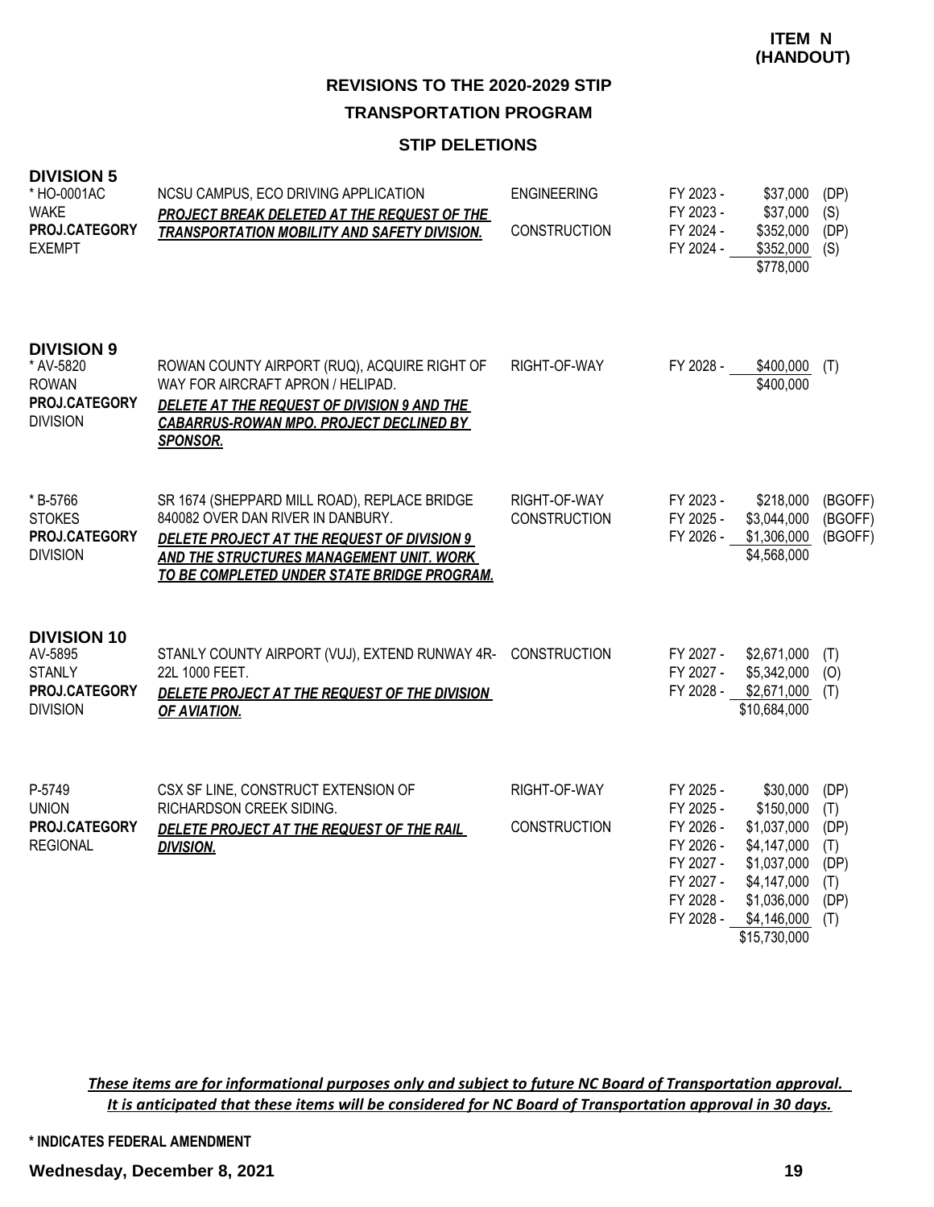**ITEM N (HANDOUT)**

# REVISIONS TO THE 2020-2029 STIP

## TRANSPORTATION PROGRAM

### STIP DELETIONS

**DIVISION 5**

| | | | | | |
|---|---|---|---|---|---|
| * HO-0001AC<br>WAKE<br>**PROJ.CATEGORY**<br>EXEMPT | NCSU CAMPUS, ECO DRIVING APPLICATION<br>***PROJECT BREAK DELETED AT THE REQUEST OF THE TRANSPORTATION MOBILITY AND SAFETY DIVISION.*** | ENGINEERING<br><br>CONSTRUCTION | FY 2023 -<br>FY 2023 -<br>FY 2024 -<br>FY 2024 - | \$37,000<br>\$37,000<br>\$352,000<br>\$352,000<br>\$778,000 | (DP)<br>(S)<br>(DP)<br>(S) |

**DIVISION 9**

| | | | | | |
|---|---|---|---|---|---|
| * AV-5820<br>ROWAN<br>**PROJ.CATEGORY**<br>DIVISION | ROWAN COUNTY AIRPORT (RUQ), ACQUIRE RIGHT OF WAY FOR AIRCRAFT APRON / HELIPAD.<br>***DELETE AT THE REQUEST OF DIVISION 9 AND THE CABARRUS-ROWAN MPO. PROJECT DECLINED BY SPONSOR.*** | RIGHT-OF-WAY | FY 2028 - | \$400,000<br>\$400,000 | (T) |
| * B-5766<br>STOKES<br>**PROJ.CATEGORY**<br>DIVISION | SR 1674 (SHEPPARD MILL ROAD), REPLACE BRIDGE 840082 OVER DAN RIVER IN DANBURY.<br>***DELETE PROJECT AT THE REQUEST OF DIVISION 9 AND THE STRUCTURES MANAGEMENT UNIT. WORK TO BE COMPLETED UNDER STATE BRIDGE PROGRAM.*** | RIGHT-OF-WAY<br>CONSTRUCTION | FY 2023 -<br>FY 2025 -<br>FY 2026 - | \$218,000<br>\$3,044,000<br>\$1,306,000<br>\$4,568,000 | (BGOFF)<br>(BGOFF)<br>(BGOFF) |

**DIVISION 10**

| | | | | | |
|---|---|---|---|---|---|
| AV-5895<br>STANLY<br>**PROJ.CATEGORY**<br>DIVISION | STANLY COUNTY AIRPORT (VUJ), EXTEND RUNWAY 4R-22L 1000 FEET.<br>***DELETE PROJECT AT THE REQUEST OF THE DIVISION OF AVIATION.*** | CONSTRUCTION | FY 2027 -<br>FY 2027 -<br>FY 2028 - | \$2,671,000<br>\$5,342,000<br>\$2,671,000<br>\$10,684,000 | (T)<br>(O)<br>(T) |
| P-5749<br>UNION<br>**PROJ.CATEGORY**<br>REGIONAL | CSX SF LINE, CONSTRUCT EXTENSION OF RICHARDSON CREEK SIDING.<br>***DELETE PROJECT AT THE REQUEST OF THE RAIL DIVISION.*** | RIGHT-OF-WAY<br><br>CONSTRUCTION | FY 2025 -<br>FY 2025 -<br>FY 2026 -<br>FY 2026 -<br>FY 2027 -<br>FY 2027 -<br>FY 2028 -<br>FY 2028 - | \$30,000<br>\$150,000<br>\$1,037,000<br>\$4,147,000<br>\$1,037,000<br>\$4,147,000<br>\$1,036,000<br>\$4,146,000<br>\$15,730,000 | (DP)<br>(T)<br>(DP)<br>(T)<br>(DP)<br>(T)<br>(DP)<br>(T) |

***These items are for informational purposes only and subject to future NC Board of Transportation approval. It is anticipated that these items will be considered for NC Board of Transportation approval in 30 days.***

**\* INDICATES FEDERAL AMENDMENT**

**Wednesday, December 8, 2021**